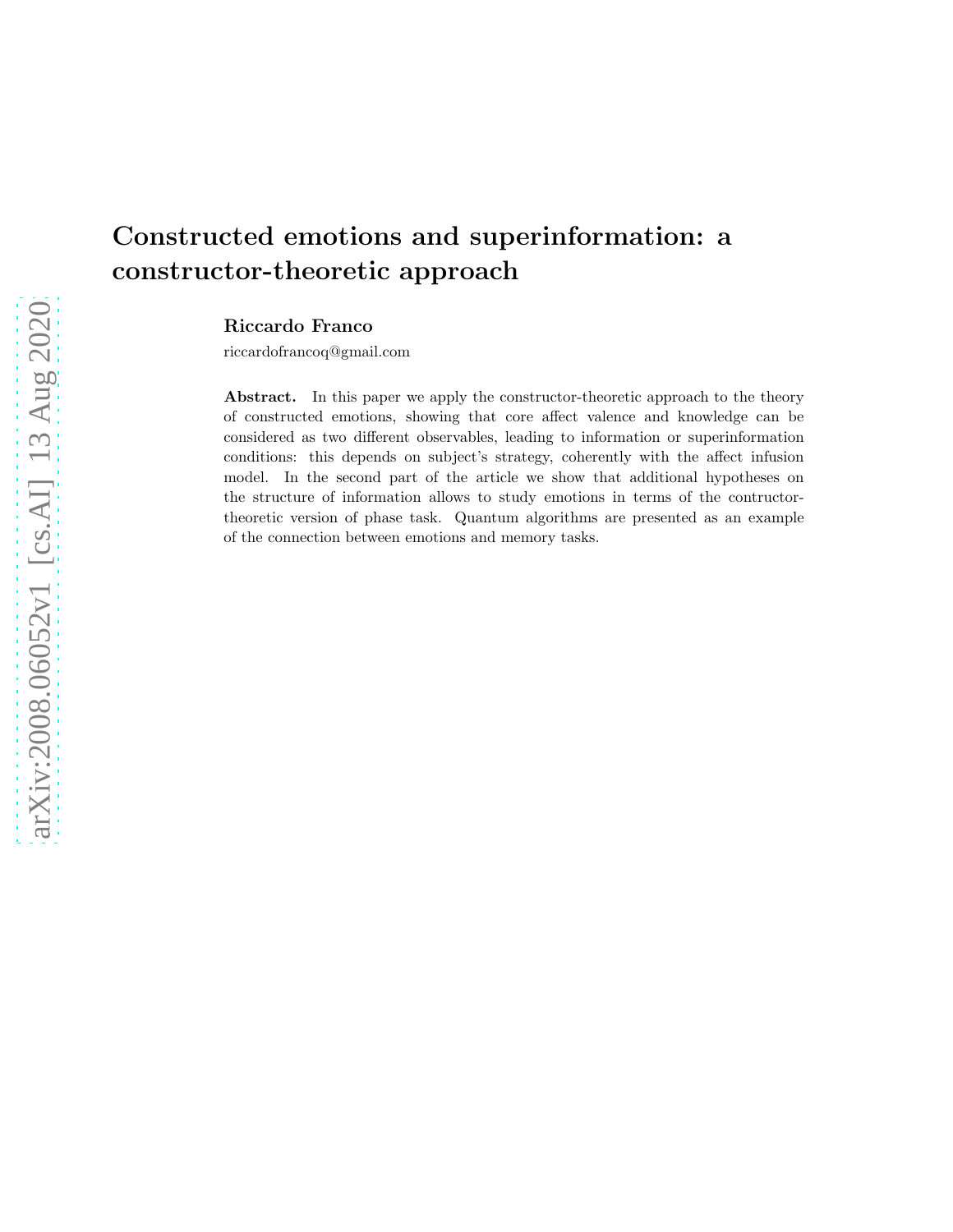# Constructed emotions and superinformation: a constructor-theoretic approach

**Riccardo Franco**

riccardofrancoq@gmail.com

**Abstract.** In this paper we apply the constructor-theoretic approach to the theory of constructed emotions, showing that core affect valence and knowledge can be considered as two different observables, leading to information or superinformation conditions: this depends on subject's strategy, coherently with the affect infusion model. In the second part of the article we show that additional hypotheses on the structure of information allows to study emotions in terms of the contructor-theoretic version of phase task. Quantum algorithms are presented as an example of the connection between emotions and memory tasks.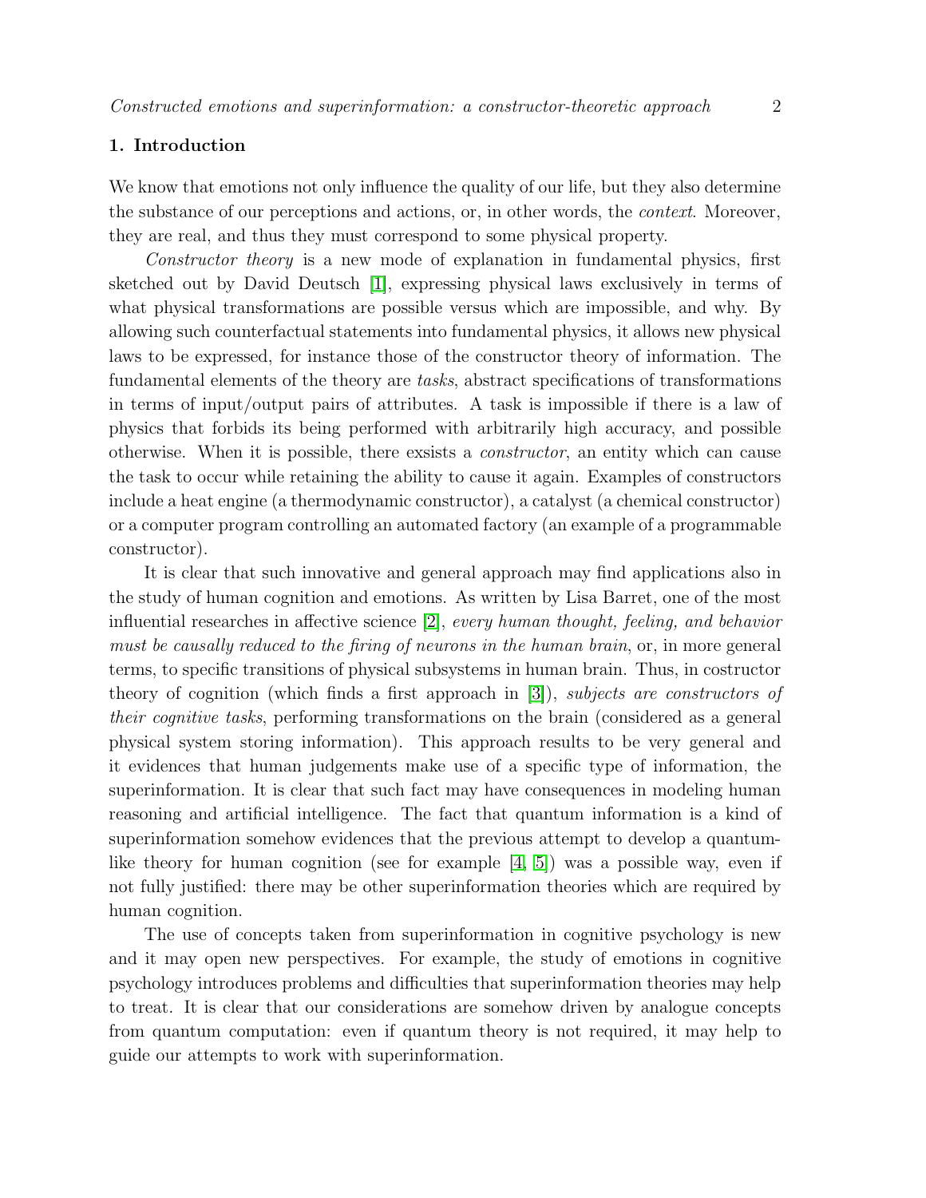## 1. Introduction

We know that emotions not only influence the quality of our life, but they also determine the substance of our perceptions and actions, or, in other words, the *context*. Moreover, they are real, and thus they must correspond to some physical property.

*Constructor theory* is a new mode of explanation in fundamental physics, first sketched out by David Deutsch [1], expressing physical laws exclusively in terms of what physical transformations are possible versus which are impossible, and why. By allowing such counterfactual statements into fundamental physics, it allows new physical laws to be expressed, for instance those of the constructor theory of information. The fundamental elements of the theory are *tasks*, abstract specifications of transformations in terms of input/output pairs of attributes. A task is impossible if there is a law of physics that forbids its being performed with arbitrarily high accuracy, and possible otherwise. When it is possible, there exsists a *constructor*, an entity which can cause the task to occur while retaining the ability to cause it again. Examples of constructors include a heat engine (a thermodynamic constructor), a catalyst (a chemical constructor) or a computer program controlling an automated factory (an example of a programmable constructor).

It is clear that such innovative and general approach may find applications also in the study of human cognition and emotions. As written by Lisa Barret, one of the most influential researches in affective science [2], *every human thought, feeling, and behavior must be causally reduced to the firing of neurons in the human brain*, or, in more general terms, to specific transitions of physical subsystems in human brain. Thus, in costructor theory of cognition (which finds a first approach in [3]), *subjects are constructors of their cognitive tasks*, performing transformations on the brain (considered as a general physical system storing information). This approach results to be very general and it evidences that human judgements make use of a specific type of information, the superinformation. It is clear that such fact may have consequences in modeling human reasoning and artificial intelligence. The fact that quantum information is a kind of superinformation somehow evidences that the previous attempt to develop a quantum-like theory for human cognition (see for example [4, 5]) was a possible way, even if not fully justified: there may be other superinformation theories which are required by human cognition.

The use of concepts taken from superinformation in cognitive psychology is new and it may open new perspectives. For example, the study of emotions in cognitive psychology introduces problems and difficulties that superinformation theories may help to treat. It is clear that our considerations are somehow driven by analogue concepts from quantum computation: even if quantum theory is not required, it may help to guide our attempts to work with superinformation.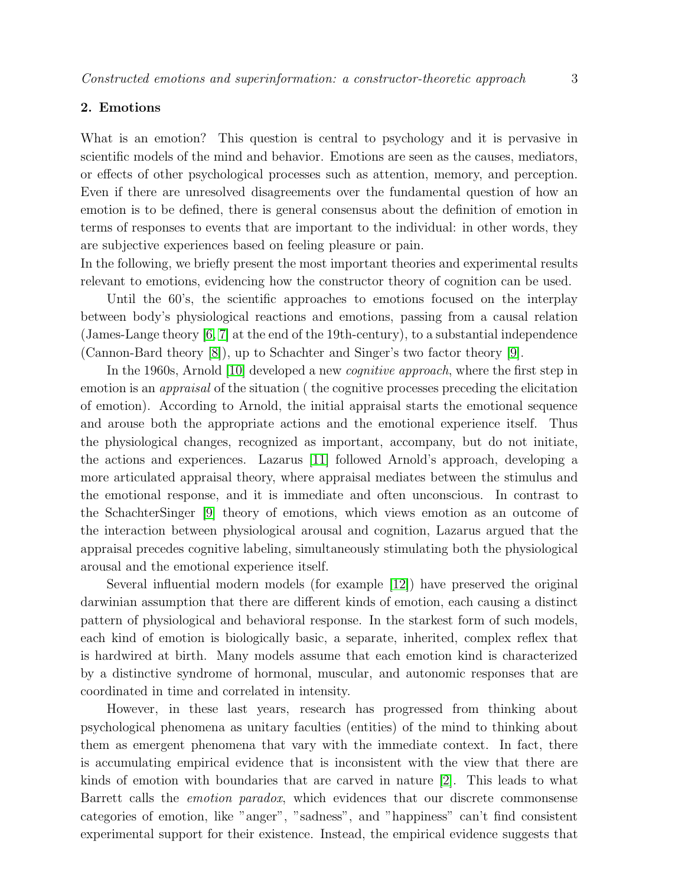## 2. Emotions

What is an emotion? This question is central to psychology and it is pervasive in scientific models of the mind and behavior. Emotions are seen as the causes, mediators, or effects of other psychological processes such as attention, memory, and perception. Even if there are unresolved disagreements over the fundamental question of how an emotion is to be defined, there is general consensus about the definition of emotion in terms of responses to events that are important to the individual: in other words, they are subjective experiences based on feeling pleasure or pain.
In the following, we briefly present the most important theories and experimental results relevant to emotions, evidencing how the constructor theory of cognition can be used.

Until the 60's, the scientific approaches to emotions focused on the interplay between body's physiological reactions and emotions, passing from a causal relation (James-Lange theory [6, 7] at the end of the 19th-century), to a substantial independence (Cannon-Bard theory [8]), up to Schachter and Singer's two factor theory [9].

In the 1960s, Arnold [10] developed a new *cognitive approach*, where the first step in emotion is an *appraisal* of the situation ( the cognitive processes preceding the elicitation of emotion). According to Arnold, the initial appraisal starts the emotional sequence and arouse both the appropriate actions and the emotional experience itself. Thus the physiological changes, recognized as important, accompany, but do not initiate, the actions and experiences. Lazarus [11] followed Arnold's approach, developing a more articulated appraisal theory, where appraisal mediates between the stimulus and the emotional response, and it is immediate and often unconscious. In contrast to the SchachterSinger [9] theory of emotions, which views emotion as an outcome of the interaction between physiological arousal and cognition, Lazarus argued that the appraisal precedes cognitive labeling, simultaneously stimulating both the physiological arousal and the emotional experience itself.

Several influential modern models (for example [12]) have preserved the original darwinian assumption that there are different kinds of emotion, each causing a distinct pattern of physiological and behavioral response. In the starkest form of such models, each kind of emotion is biologically basic, a separate, inherited, complex reflex that is hardwired at birth. Many models assume that each emotion kind is characterized by a distinctive syndrome of hormonal, muscular, and autonomic responses that are coordinated in time and correlated in intensity.

However, in these last years, research has progressed from thinking about psychological phenomena as unitary faculties (entities) of the mind to thinking about them as emergent phenomena that vary with the immediate context. In fact, there is accumulating empirical evidence that is inconsistent with the view that there are kinds of emotion with boundaries that are carved in nature [2]. This leads to what Barrett calls the *emotion paradox*, which evidences that our discrete commonsense categories of emotion, like "anger", "sadness", and "happiness" can't find consistent experimental support for their existence. Instead, the empirical evidence suggests that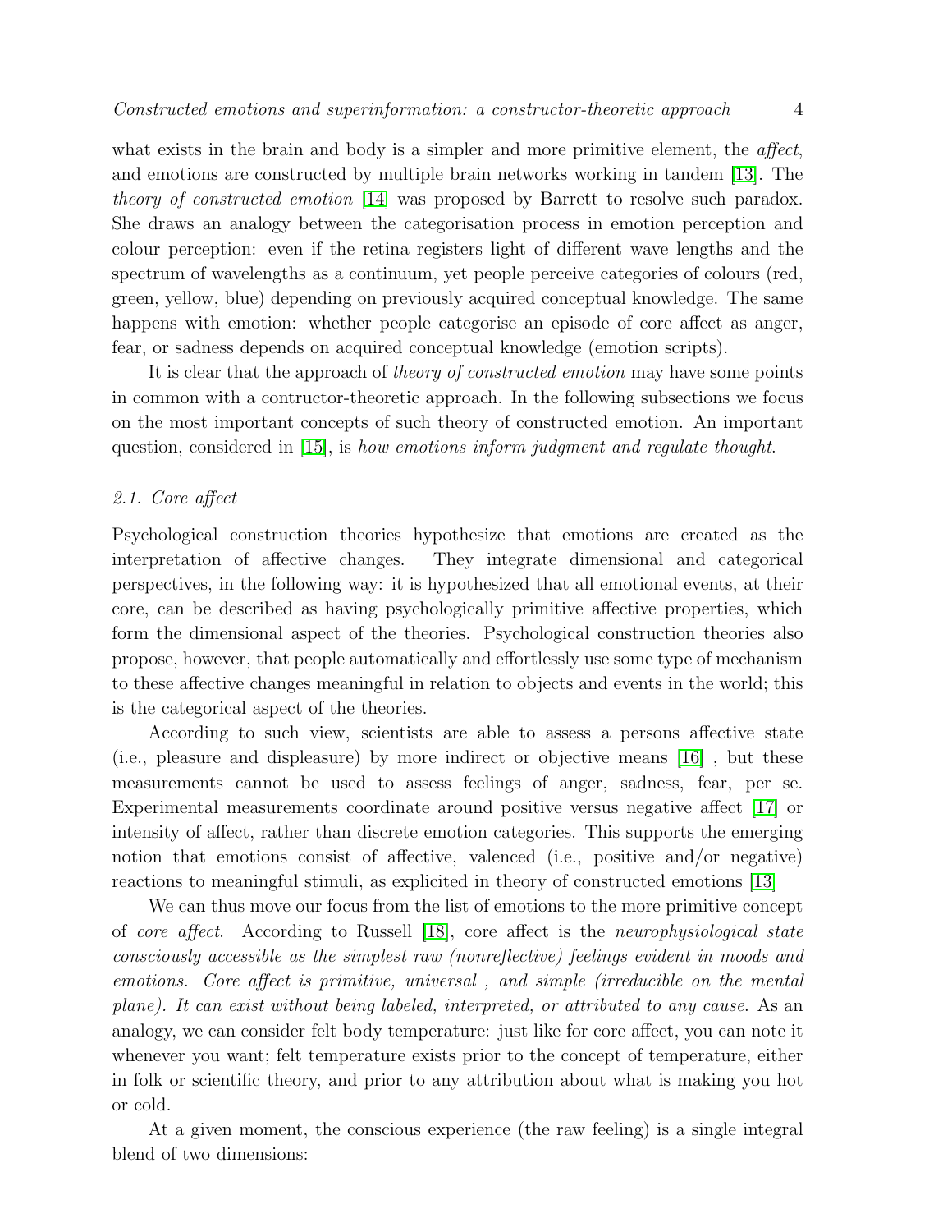what exists in the brain and body is a simpler and more primitive element, the *affect*, and emotions are constructed by multiple brain networks working in tandem [13]. The *theory of constructed emotion* [14] was proposed by Barrett to resolve such paradox. She draws an analogy between the categorisation process in emotion perception and colour perception: even if the retina registers light of different wave lengths and the spectrum of wavelengths as a continuum, yet people perceive categories of colours (red, green, yellow, blue) depending on previously acquired conceptual knowledge. The same happens with emotion: whether people categorise an episode of core affect as anger, fear, or sadness depends on acquired conceptual knowledge (emotion scripts).

It is clear that the approach of *theory of constructed emotion* may have some points in common with a contructor-theoretic approach. In the following subsections we focus on the most important concepts of such theory of constructed emotion. An important question, considered in [15], is *how emotions inform judgment and regulate thought*.

### 2.1. Core affect

Psychological construction theories hypothesize that emotions are created as the interpretation of affective changes. They integrate dimensional and categorical perspectives, in the following way: it is hypothesized that all emotional events, at their core, can be described as having psychologically primitive affective properties, which form the dimensional aspect of the theories. Psychological construction theories also propose, however, that people automatically and effortlessly use some type of mechanism to these affective changes meaningful in relation to objects and events in the world; this is the categorical aspect of the theories.

According to such view, scientists are able to assess a persons affective state (i.e., pleasure and displeasure) by more indirect or objective means [16] , but these measurements cannot be used to assess feelings of anger, sadness, fear, per se. Experimental measurements coordinate around positive versus negative affect [17] or intensity of affect, rather than discrete emotion categories. This supports the emerging notion that emotions consist of affective, valenced (i.e., positive and/or negative) reactions to meaningful stimuli, as explicited in theory of constructed emotions [13]

We can thus move our focus from the list of emotions to the more primitive concept of *core affect*. According to Russell [18], core affect is the *neurophysiological state consciously accessible as the simplest raw (nonreflective) feelings evident in moods and emotions. Core affect is primitive, universal , and simple (irreducible on the mental plane). It can exist without being labeled, interpreted, or attributed to any cause.* As an analogy, we can consider felt body temperature: just like for core affect, you can note it whenever you want; felt temperature exists prior to the concept of temperature, either in folk or scientific theory, and prior to any attribution about what is making you hot or cold.

At a given moment, the conscious experience (the raw feeling) is a single integral blend of two dimensions: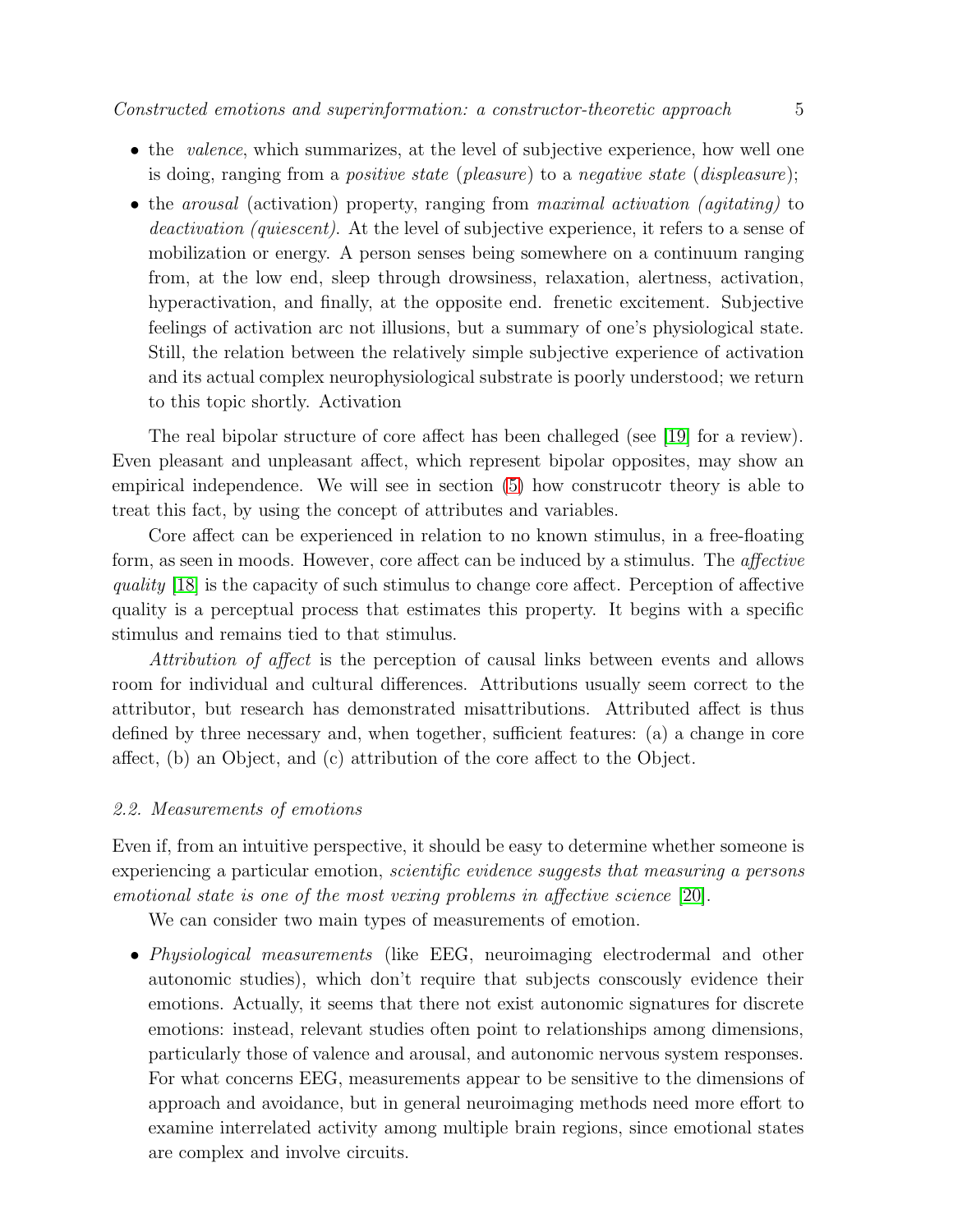- the *valence*, which summarizes, at the level of subjective experience, how well one is doing, ranging from a *positive state* (*pleasure*) to a *negative state* (*displeasure*);
- the *arousal* (activation) property, ranging from *maximal activation (agitating)* to *deactivation (quiescent)*. At the level of subjective experience, it refers to a sense of mobilization or energy. A person senses being somewhere on a continuum ranging from, at the low end, sleep through drowsiness, relaxation, alertness, activation, hyperactivation, and finally, at the opposite end. frenetic excitement. Subjective feelings of activation arc not illusions, but a summary of one's physiological state. Still, the relation between the relatively simple subjective experience of activation and its actual complex neurophysiological substrate is poorly understood; we return to this topic shortly. Activation

The real bipolar structure of core affect has been challeged (see [19] for a review). Even pleasant and unpleasant affect, which represent bipolar opposites, may show an empirical independence. We will see in section (5) how construcotr theory is able to treat this fact, by using the concept of attributes and variables.

Core affect can be experienced in relation to no known stimulus, in a free-floating form, as seen in moods. However, core affect can be induced by a stimulus. The *affective quality* [18] is the capacity of such stimulus to change core affect. Perception of affective quality is a perceptual process that estimates this property. It begins with a specific stimulus and remains tied to that stimulus.

*Attribution of affect* is the perception of causal links between events and allows room for individual and cultural differences. Attributions usually seem correct to the attributor, but research has demonstrated misattributions. Attributed affect is thus defined by three necessary and, when together, sufficient features: (a) a change in core affect, (b) an Object, and (c) attribution of the core affect to the Object.

### 2.2. Measurements of emotions

Even if, from an intuitive perspective, it should be easy to determine whether someone is experiencing a particular emotion, *scientific evidence suggests that measuring a persons emotional state is one of the most vexing problems in affective science* [20].

We can consider two main types of measurements of emotion.

- *Physiological measurements* (like EEG, neuroimaging electrodermal and other autonomic studies), which don't require that subjects conscously evidence their emotions. Actually, it seems that there not exist autonomic signatures for discrete emotions: instead, relevant studies often point to relationships among dimensions, particularly those of valence and arousal, and autonomic nervous system responses. For what concerns EEG, measurements appear to be sensitive to the dimensions of approach and avoidance, but in general neuroimaging methods need more effort to examine interrelated activity among multiple brain regions, since emotional states are complex and involve circuits.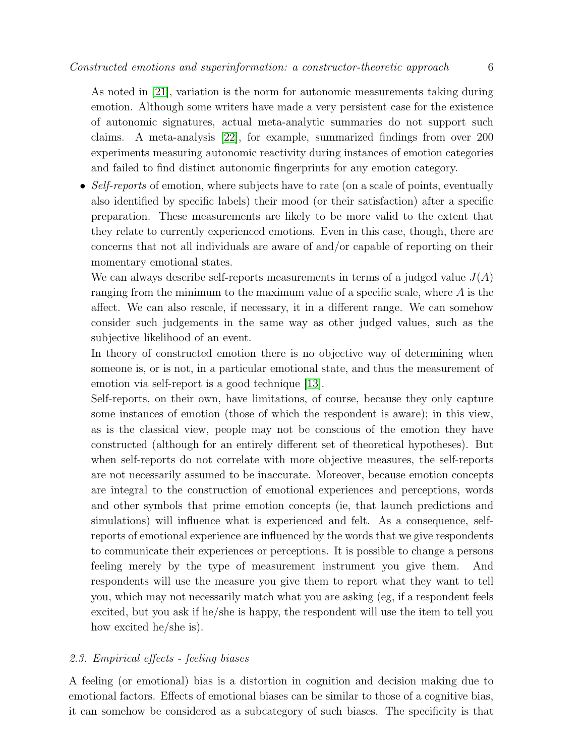As noted in [21], variation is the norm for autonomic measurements taking during emotion. Although some writers have made a very persistent case for the existence of autonomic signatures, actual meta-analytic summaries do not support such claims. A meta-analysis [22], for example, summarized findings from over 200 experiments measuring autonomic reactivity during instances of emotion categories and failed to find distinct autonomic fingerprints for any emotion category.

- *Self-reports* of emotion, where subjects have to rate (on a scale of points, eventually also identified by specific labels) their mood (or their satisfaction) after a specific preparation. These measurements are likely to be more valid to the extent that they relate to currently experienced emotions. Even in this case, though, there are concerns that not all individuals are aware of and/or capable of reporting on their momentary emotional states.

  We can always describe self-reports measurements in terms of a judged value $J(A)$ ranging from the minimum to the maximum value of a specific scale, where $A$ is the affect. We can also rescale, if necessary, it in a different range. We can somehow consider such judgements in the same way as other judged values, such as the subjective likelihood of an event.

  In theory of constructed emotion there is no objective way of determining when someone is, or is not, in a particular emotional state, and thus the measurement of emotion via self-report is a good technique [13].

  Self-reports, on their own, have limitations, of course, because they only capture some instances of emotion (those of which the respondent is aware); in this view, as is the classical view, people may not be conscious of the emotion they have constructed (although for an entirely different set of theoretical hypotheses). But when self-reports do not correlate with more objective measures, the self-reports are not necessarily assumed to be inaccurate. Moreover, because emotion concepts are integral to the construction of emotional experiences and perceptions, words and other symbols that prime emotion concepts (ie, that launch predictions and simulations) will influence what is experienced and felt. As a consequence, self-reports of emotional experience are influenced by the words that we give respondents to communicate their experiences or perceptions. It is possible to change a persons feeling merely by the type of measurement instrument you give them. And respondents will use the measure you give them to report what they want to tell you, which may not necessarily match what you are asking (eg, if a respondent feels excited, but you ask if he/she is happy, the respondent will use the item to tell you how excited he/she is).

### *2.3. Empirical effects - feeling biases*

A feeling (or emotional) bias is a distortion in cognition and decision making due to emotional factors. Effects of emotional biases can be similar to those of a cognitive bias, it can somehow be considered as a subcategory of such biases. The specificity is that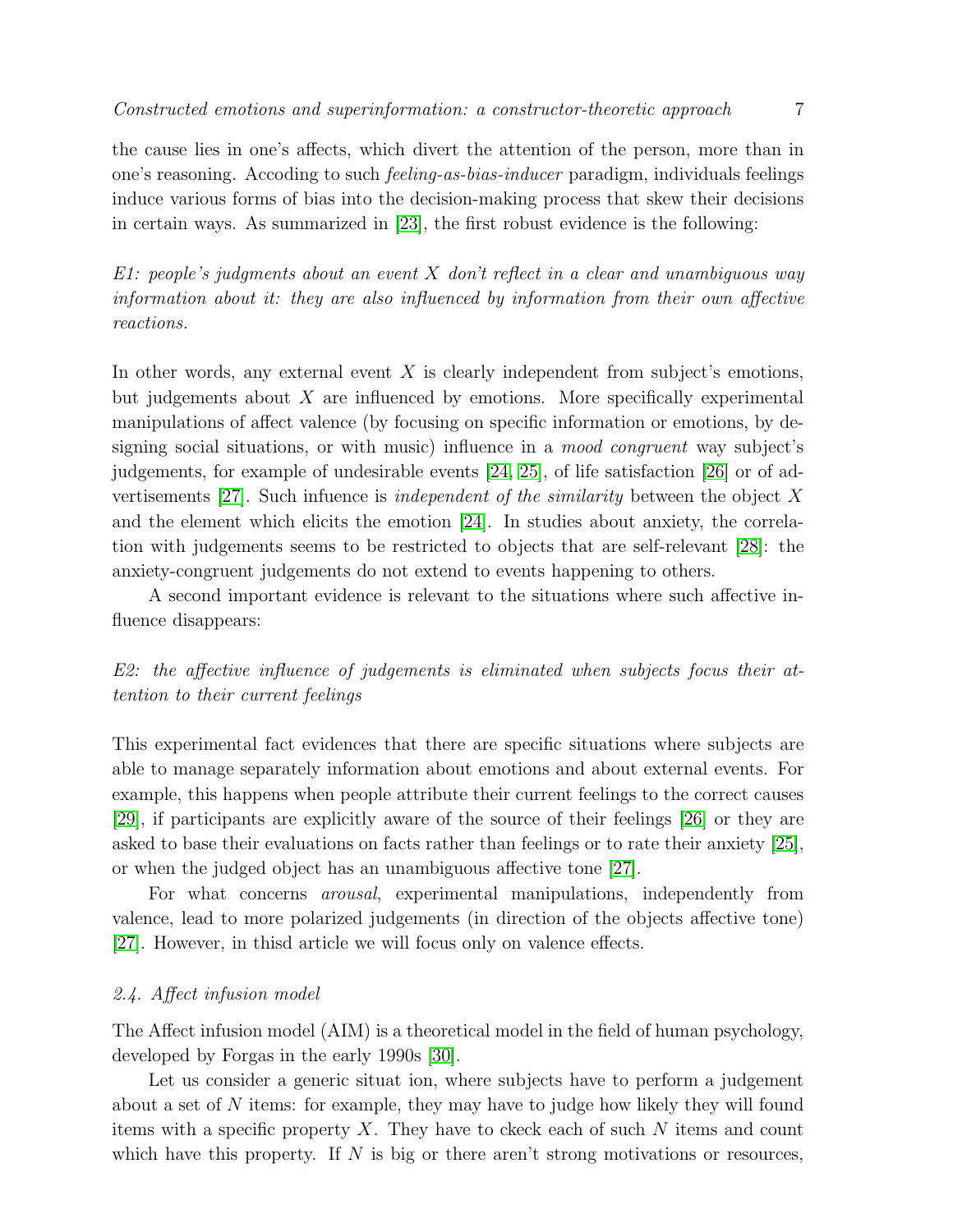the cause lies in one's affects, which divert the attention of the person, more than in one's reasoning. Accoding to such *feeling-as-bias-inducer* paradigm, individuals feelings induce various forms of bias into the decision-making process that skew their decisions in certain ways. As summarized in [23], the first robust evidence is the following:

*E1: people's judgments about an event $X$ don't reflect in a clear and unambiguous way information about it: they are also influenced by information from their own affective reactions.*

In other words, any external event $X$ is clearly independent from subject's emotions, but judgements about $X$ are influenced by emotions. More specifically experimental manipulations of affect valence (by focusing on specific information or emotions, by designing social situations, or with music) influence in a *mood congruent* way subject's judgements, for example of undesirable events [24, 25], of life satisfaction [26] or of advertisements [27]. Such infuence is *independent of the similarity* between the object $X$ and the element which elicits the emotion [24]. In studies about anxiety, the correlation with judgements seems to be restricted to objects that are self-relevant [28]: the anxiety-congruent judgements do not extend to events happening to others.

A second important evidence is relevant to the situations where such affective influence disappears:

*E2: the affective influence of judgements is eliminated when subjects focus their attention to their current feelings*

This experimental fact evidences that there are specific situations where subjects are able to manage separately information about emotions and about external events. For example, this happens when people attribute their current feelings to the correct causes [29], if participants are explicitly aware of the source of their feelings [26] or they are asked to base their evaluations on facts rather than feelings or to rate their anxiety [25], or when the judged object has an unambiguous affective tone [27].

For what concerns *arousal*, experimental manipulations, independently from valence, lead to more polarized judgements (in direction of the objects affective tone) [27]. However, in thisd article we will focus only on valence effects.

### 2.4. Affect infusion model

The Affect infusion model (AIM) is a theoretical model in the field of human psychology, developed by Forgas in the early 1990s [30].

Let us consider a generic situat ion, where subjects have to perform a judgement about a set of $N$ items: for example, they may have to judge how likely they will found items with a specific property $X$. They have to ckeck each of such $N$ items and count which have this property. If $N$ is big or there aren't strong motivations or resources,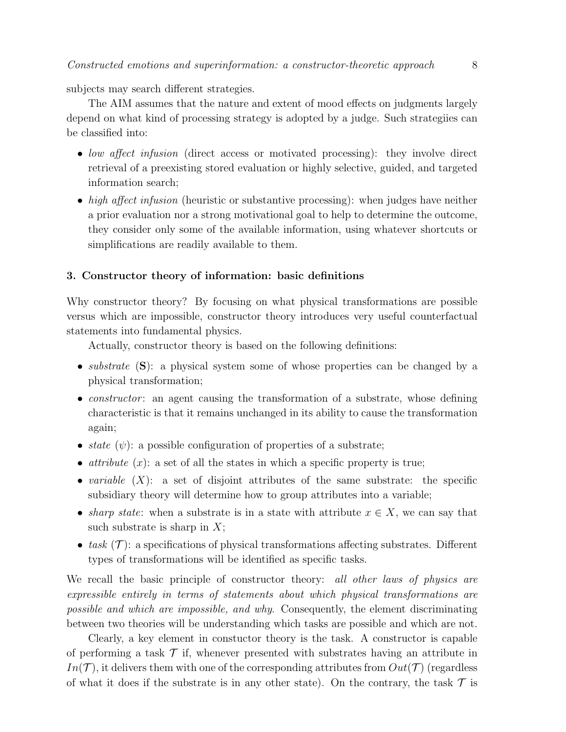subjects may search different strategies.

The AIM assumes that the nature and extent of mood effects on judgments largely depend on what kind of processing strategy is adopted by a judge. Such strategiies can be classified into:

- *low affect infusion* (direct access or motivated processing): they involve direct retrieval of a preexisting stored evaluation or highly selective, guided, and targeted information search;
- *high affect infusion* (heuristic or substantive processing): when judges have neither a prior evaluation nor a strong motivational goal to help to determine the outcome, they consider only some of the available information, using whatever shortcuts or simplifications are readily available to them.

## 3. Constructor theory of information: basic definitions

Why constructor theory? By focusing on what physical transformations are possible versus which are impossible, constructor theory introduces very useful counterfactual statements into fundamental physics.

Actually, constructor theory is based on the following definitions:

- *substrate* (**S**): a physical system some of whose properties can be changed by a physical transformation;
- *constructor*: an agent causing the transformation of a substrate, whose defining characteristic is that it remains unchanged in its ability to cause the transformation again;
- *state* ($\psi$): a possible configuration of properties of a substrate;
- *attribute* ($x$): a set of all the states in which a specific property is true;
- *variable* ($X$): a set of disjoint attributes of the same substrate: the specific subsidiary theory will determine how to group attributes into a variable;
- *sharp state*: when a substrate is in a state with attribute $x \in X$, we can say that such substrate is sharp in $X$;
- *task* ($\mathcal{T}$): a specifications of physical transformations affecting substrates. Different types of transformations will be identified as specific tasks.

We recall the basic principle of constructor theory: *all other laws of physics are expressible entirely in terms of statements about which physical transformations are possible and which are impossible, and why*. Consequently, the element discriminating between two theories will be understanding which tasks are possible and which are not.

Clearly, a key element in constuctor theory is the task. A constructor is capable of performing a task $\mathcal{T}$ if, whenever presented with substrates having an attribute in $In(\mathcal{T})$, it delivers them with one of the corresponding attributes from $Out(\mathcal{T})$ (regardless of what it does if the substrate is in any other state). On the contrary, the task $\mathcal{T}$ is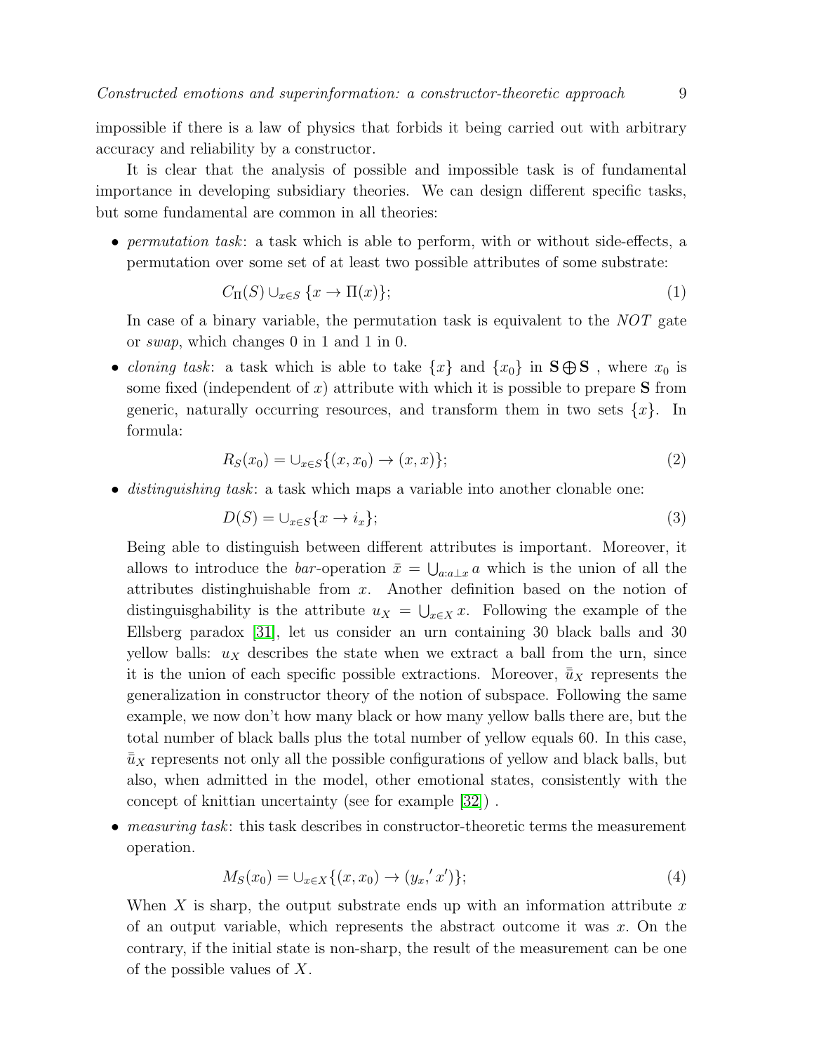impossible if there is a law of physics that forbids it being carried out with arbitrary accuracy and reliability by a constructor.

It is clear that the analysis of possible and impossible task is of fundamental importance in developing subsidiary theories. We can design different specific tasks, but some fundamental are common in all theories:

- *permutation task*: a task which is able to perform, with or without side-effects, a permutation over some set of at least two possible attributes of some substrate:

$$C_{\Pi}(S) \cup_{x \in S} \{x \to \Pi(x)\}; \tag{1}$$

  In case of a binary variable, the permutation task is equivalent to the *NOT* gate or *swap*, which changes 0 in 1 and 1 in 0.

- *cloning task*: a task which is able to take $\{x\}$ and $\{x_0\}$ in $\mathbf{S} \bigoplus \mathbf{S}$ , where $x_0$ is some fixed (independent of $x$) attribute with which it is possible to prepare $\mathbf{S}$ from generic, naturally occurring resources, and transform them in two sets $\{x\}$. In formula:

$$R_S(x_0) = \cup_{x \in S}\{(x, x_0) \to (x, x)\}; \tag{2}$$

- *distinguishing task*: a task which maps a variable into another clonable one:

$$D(S) = \cup_{x \in S}\{x \to i_x\}; \tag{3}$$

  Being able to distinguish between different attributes is important. Moreover, it allows to introduce the *bar*-operation $\bar{x} = \bigcup_{a:a \perp x} a$ which is the union of all the attributes distinghuishable from $x$. Another definition based on the notion of distinguisghability is the attribute $u_X = \bigcup_{x \in X} x$. Following the example of the Ellsberg paradox [31], let us consider an urn containing 30 black balls and 30 yellow balls: $u_X$ describes the state when we extract a ball from the urn, since it is the union of each specific possible extractions. Moreover, $\bar{\bar{u}}_X$ represents the generalization in constructor theory of the notion of subspace. Following the same example, we now don't how many black or how many yellow balls there are, but the total number of black balls plus the total number of yellow equals 60. In this case, $\bar{\bar{u}}_X$ represents not only all the possible configurations of yellow and black balls, but also, when admitted in the model, other emotional states, consistently with the concept of knittian uncertainty (see for example [32]) .

- *measuring task*: this task describes in constructor-theoretic terms the measurement operation.

$$M_S(x_0) = \cup_{x \in X}\{(x, x_0) \to (y_x,' x')\}; \tag{4}$$

  When $X$ is sharp, the output substrate ends up with an information attribute $x$ of an output variable, which represents the abstract outcome it was $x$. On the contrary, if the initial state is non-sharp, the result of the measurement can be one of the possible values of $X$.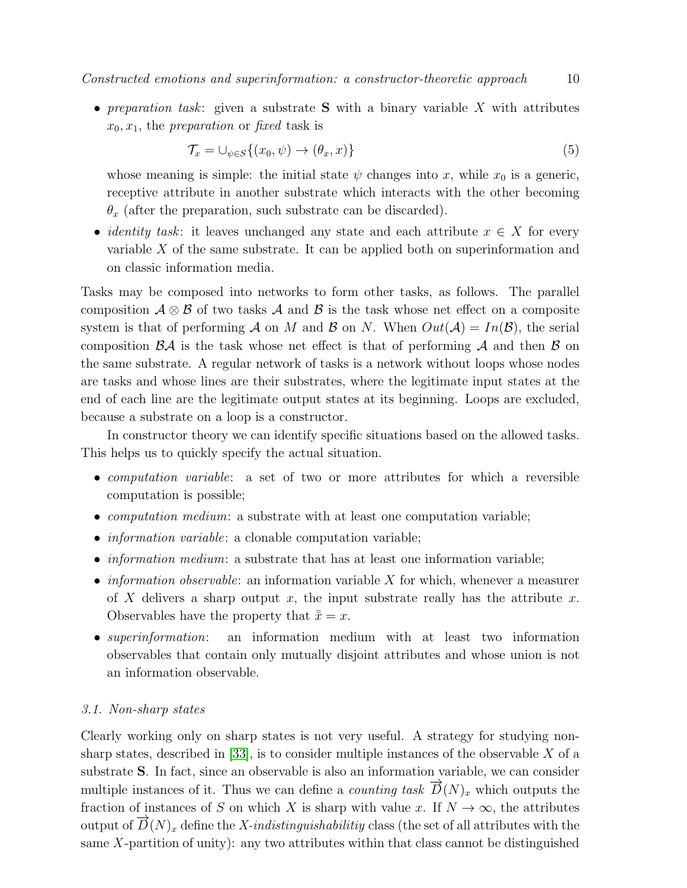- *preparation task*: given a substrate **S** with a binary variable $X$ with attributes $x_0, x_1$, the *preparation* or *fixed* task is

$$\mathcal{T}_x = \cup_{\psi \in S}\{(x_0, \psi) \to (\theta_x, x)\} \tag{5}$$

whose meaning is simple: the initial state $\psi$ changes into $x$, while $x_0$ is a generic, receptive attribute in another substrate which interacts with the other becoming $\theta_x$ (after the preparation, such substrate can be discarded).

- *identity task*: it leaves unchanged any state and each attribute $x \in X$ for every variable $X$ of the same substrate. It can be applied both on superinformation and on classic information media.

Tasks may be composed into networks to form other tasks, as follows. The parallel composition $\mathcal{A} \otimes \mathcal{B}$ of two tasks $\mathcal{A}$ and $\mathcal{B}$ is the task whose net effect on a composite system is that of performing $\mathcal{A}$ on $M$ and $\mathcal{B}$ on $N$. When $Out(\mathcal{A}) = In(\mathcal{B})$, the serial composition $\mathcal{BA}$ is the task whose net effect is that of performing $\mathcal{A}$ and then $\mathcal{B}$ on the same substrate. A regular network of tasks is a network without loops whose nodes are tasks and whose lines are their substrates, where the legitimate input states at the end of each line are the legitimate output states at its beginning. Loops are excluded, because a substrate on a loop is a constructor.

In constructor theory we can identify specific situations based on the allowed tasks. This helps us to quickly specify the actual situation.

- *computation variable*: a set of two or more attributes for which a reversible computation is possible;
- *computation medium*: a substrate with at least one computation variable;
- *information variable*: a clonable computation variable;
- *information medium*: a substrate that has at least one information variable;
- *information observable*: an information variable $X$ for which, whenever a measurer of $X$ delivers a sharp output $x$, the input substrate really has the attribute $x$. Observables have the property that $\bar{\bar{x}} = x$.
- *superinformation*: an information medium with at least two information observables that contain only mutually disjoint attributes and whose union is not an information observable.

### 3.1. Non-sharp states

Clearly working only on sharp states is not very useful. A strategy for studying non-sharp states, described in [33], is to consider multiple instances of the observable $X$ of a substrate **S**. In fact, since an observable is also an information variable, we can consider multiple instances of it. Thus we can define a *counting task* $\overrightarrow{D}(N)_x$ which outputs the fraction of instances of $S$ on which $X$ is sharp with value $x$. If $N \to \infty$, the attributes output of $\overrightarrow{D}(N)_x$ define the *X-indistinguishabilitiy* class (the set of all attributes with the same $X$-partition of unity): any two attributes within that class cannot be distinguished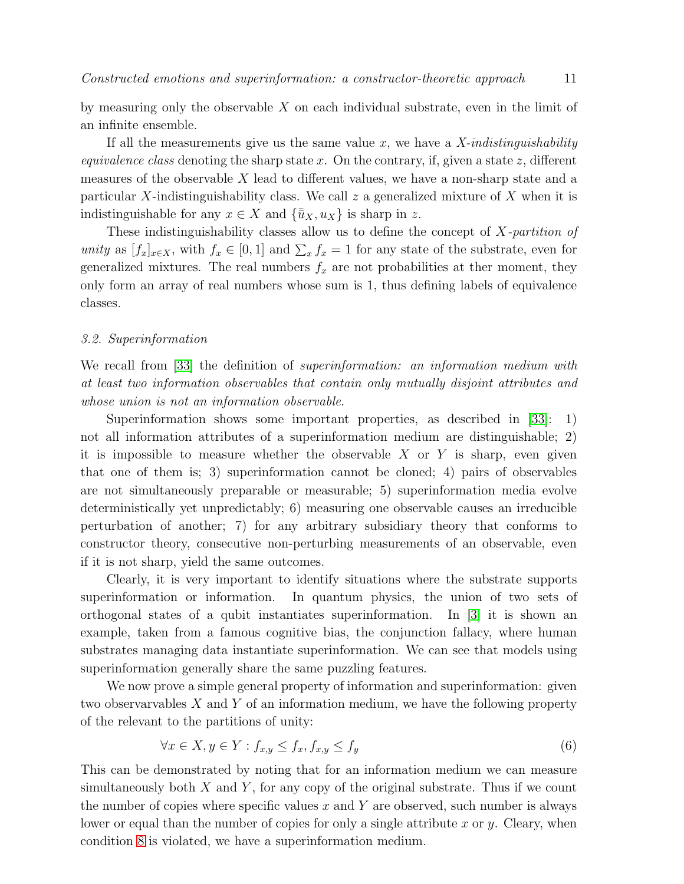by measuring only the observable $X$ on each individual substrate, even in the limit of an infinite ensemble.

If all the measurements give us the same value $x$, we have a *X-indistinguishability equivalence class* denoting the sharp state $x$. On the contrary, if, given a state $z$, different measures of the observable $X$ lead to different values, we have a non-sharp state and a particular $X$-indistinguishability class. We call $z$ a generalized mixture of $X$ when it is indistinguishable for any $x \in X$ and $\{\bar{\bar{u}}_X, u_X\}$ is sharp in $z$.

These indistinguishability classes allow us to define the concept of *X-partition of unity* as $[f_x]_{x \in X}$, with $f_x \in [0, 1]$ and $\sum_x f_x = 1$ for any state of the substrate, even for generalized mixtures. The real numbers $f_x$ are not probabilities at ther moment, they only form an array of real numbers whose sum is 1, thus defining labels of equivalence classes.

### 3.2. Superinformation

We recall from [33] the definition of *superinformation: an information medium with at least two information observables that contain only mutually disjoint attributes and whose union is not an information observable*.

Superinformation shows some important properties, as described in [33]: 1) not all information attributes of a superinformation medium are distinguishable; 2) it is impossible to measure whether the observable $X$ or $Y$ is sharp, even given that one of them is; 3) superinformation cannot be cloned; 4) pairs of observables are not simultaneously preparable or measurable; 5) superinformation media evolve deterministically yet unpredictably; 6) measuring one observable causes an irreducible perturbation of another; 7) for any arbitrary subsidiary theory that conforms to constructor theory, consecutive non-perturbing measurements of an observable, even if it is not sharp, yield the same outcomes.

Clearly, it is very important to identify situations where the substrate supports superinformation or information. In quantum physics, the union of two sets of orthogonal states of a qubit instantiates superinformation. In [3] it is shown an example, taken from a famous cognitive bias, the conjunction fallacy, where human substrates managing data instantiate superinformation. We can see that models using superinformation generally share the same puzzling features.

We now prove a simple general property of information and superinformation: given two observarvables $X$ and $Y$ of an information medium, we have the following property of the relevant to the partitions of unity:

$$\forall x \in X, y \in Y : f_{x,y} \leq f_x, f_{x,y} \leq f_y \tag{6}$$

This can be demonstrated by noting that for an information medium we can measure simultaneously both $X$ and $Y$, for any copy of the original substrate. Thus if we count the number of copies where specific values $x$ and $Y$ are observed, such number is always lower or equal than the number of copies for only a single attribute $x$ or $y$. Cleary, when condition 8 is violated, we have a superinformation medium.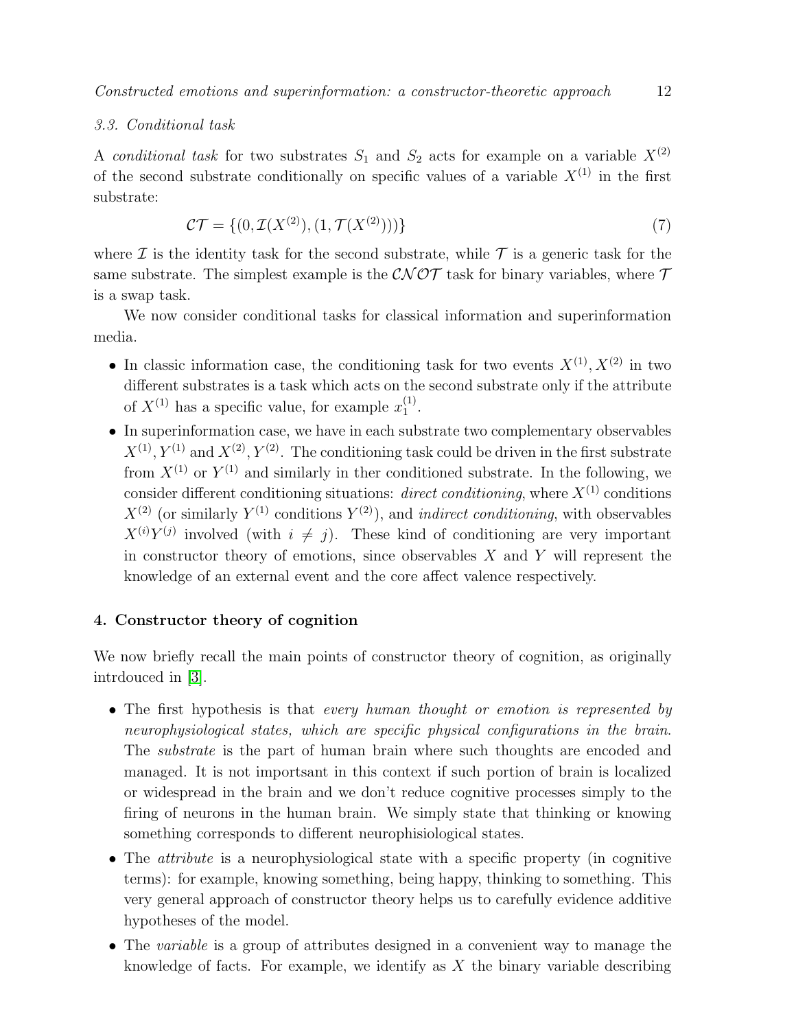### 3.3. Conditional task

A *conditional task* for two substrates $S_1$ and $S_2$ acts for example on a variable $X^{(2)}$ of the second substrate conditionally on specific values of a variable $X^{(1)}$ in the first substrate:

$$\mathcal{CT} = \{(0, \mathcal{I}(X^{(2)}), (1, \mathcal{T}(X^{(2)})))\} \tag{7}$$

where $\mathcal{I}$ is the identity task for the second substrate, while $\mathcal{T}$ is a generic task for the same substrate. The simplest example is the $\mathcal{CNOT}$ task for binary variables, where $\mathcal{T}$ is a swap task.

We now consider conditional tasks for classical information and superinformation media.

- In classic information case, the conditioning task for two events $X^{(1)}, X^{(2)}$ in two different substrates is a task which acts on the second substrate only if the attribute of $X^{(1)}$ has a specific value, for example $x_1^{(1)}$.
- In superinformation case, we have in each substrate two complementary observables $X^{(1)}, Y^{(1)}$ and $X^{(2)}, Y^{(2)}$. The conditioning task could be driven in the first substrate from $X^{(1)}$ or $Y^{(1)}$ and similarly in ther conditioned substrate. In the following, we consider different conditioning situations: *direct conditioning*, where $X^{(1)}$ conditions $X^{(2)}$ (or similarly $Y^{(1)}$ conditions $Y^{(2)}$), and *indirect conditioning*, with observables $X^{(i)}Y^{(j)}$ involved (with $i \neq j$). These kind of conditioning are very important in constructor theory of emotions, since observables $X$ and $Y$ will represent the knowledge of an external event and the core affect valence respectively.

## 4. Constructor theory of cognition

We now briefly recall the main points of constructor theory of cognition, as originally intrdouced in [3].

- The first hypothesis is that *every human thought or emotion is represented by neurophysiological states, which are specific physical configurations in the brain*. The *substrate* is the part of human brain where such thoughts are encoded and managed. It is not importsant in this context if such portion of brain is localized or widespread in the brain and we don't reduce cognitive processes simply to the firing of neurons in the human brain. We simply state that thinking or knowing something corresponds to different neurophisiological states.
- The *attribute* is a neurophysiological state with a specific property (in cognitive terms): for example, knowing something, being happy, thinking to something. This very general approach of constructor theory helps us to carefully evidence additive hypotheses of the model.
- The *variable* is a group of attributes designed in a convenient way to manage the knowledge of facts. For example, we identify as $X$ the binary variable describing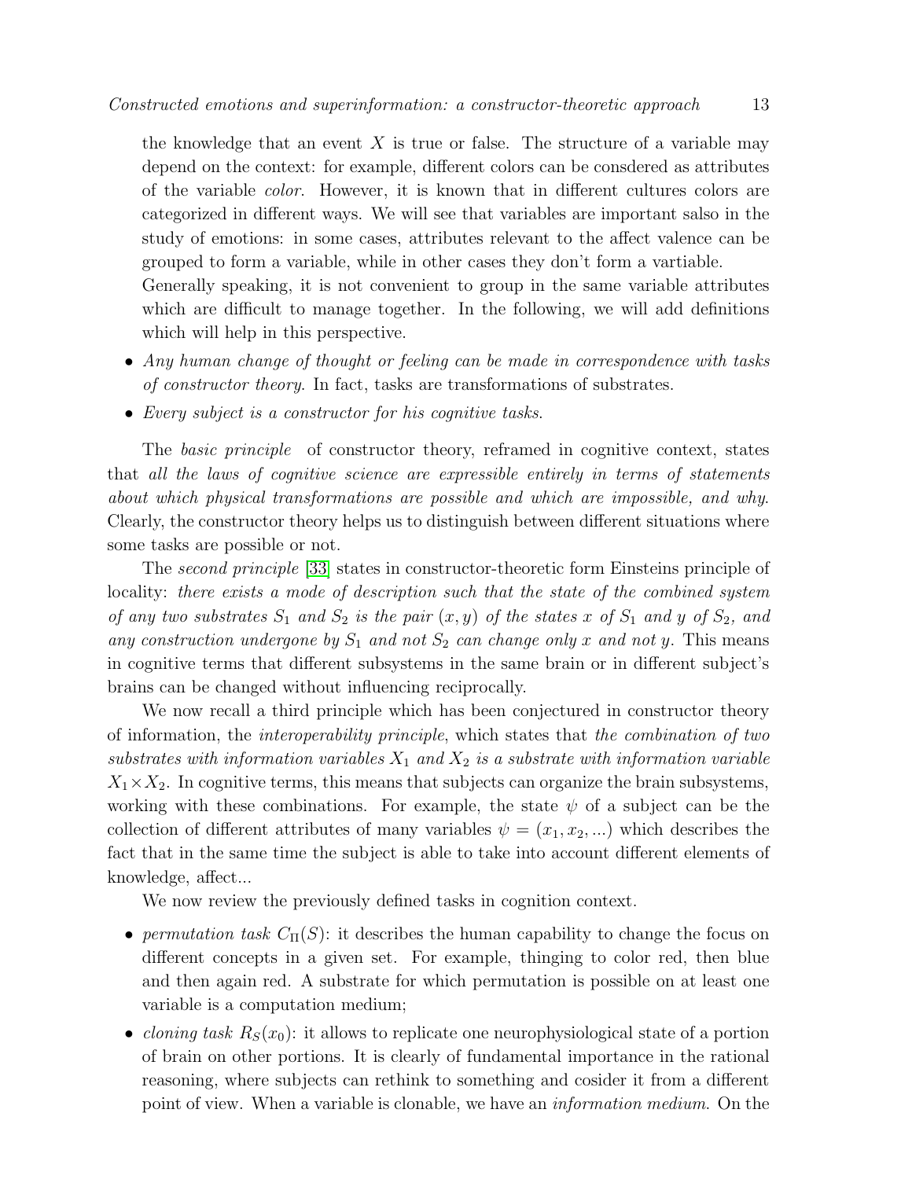the knowledge that an event $X$ is true or false. The structure of a variable may depend on the context: for example, different colors can be consdered as attributes of the variable *color*. However, it is known that in different cultures colors are categorized in different ways. We will see that variables are important salso in the study of emotions: in some cases, attributes relevant to the affect valence can be grouped to form a variable, while in other cases they don't form a vartiable.
Generally speaking, it is not convenient to group in the same variable attributes which are difficult to manage together. In the following, we will add definitions which will help in this perspective.

- *Any human change of thought or feeling can be made in correspondence with tasks of constructor theory*. In fact, tasks are transformations of substrates.
- *Every subject is a constructor for his cognitive tasks*.

The *basic principle* of constructor theory, reframed in cognitive context, states that *all the laws of cognitive science are expressible entirely in terms of statements about which physical transformations are possible and which are impossible, and why.* Clearly, the constructor theory helps us to distinguish between different situations where some tasks are possible or not.

The *second principle* [33] states in constructor-theoretic form Einsteins principle of locality: *there exists a mode of description such that the state of the combined system of any two substrates $S_1$ and $S_2$ is the pair $(x, y)$ of the states $x$ of $S_1$ and $y$ of $S_2$, and any construction undergone by $S_1$ and not $S_2$ can change only $x$ and not $y$*. This means in cognitive terms that different subsystems in the same brain or in different subject's brains can be changed without influencing reciprocally.

We now recall a third principle which has been conjectured in constructor theory of information, the *interoperability principle*, which states that *the combination of two substrates with information variables $X_1$ and $X_2$ is a substrate with information variable $X_1 \times X_2$*. In cognitive terms, this means that subjects can organize the brain subsystems, working with these combinations. For example, the state $\psi$ of a subject can be the collection of different attributes of many variables $\psi = (x_1, x_2, ...)$ which describes the fact that in the same time the subject is able to take into account different elements of knowledge, affect...

We now review the previously defined tasks in cognition context.

- *permutation task* $C_\Pi(S)$: it describes the human capability to change the focus on different concepts in a given set. For example, thinging to color red, then blue and then again red. A substrate for which permutation is possible on at least one variable is a computation medium;
- *cloning task* $R_S(x_0)$: it allows to replicate one neurophysiological state of a portion of brain on other portions. It is clearly of fundamental importance in the rational reasoning, where subjects can rethink to something and cosider it from a different point of view. When a variable is clonable, we have an *information medium*. On the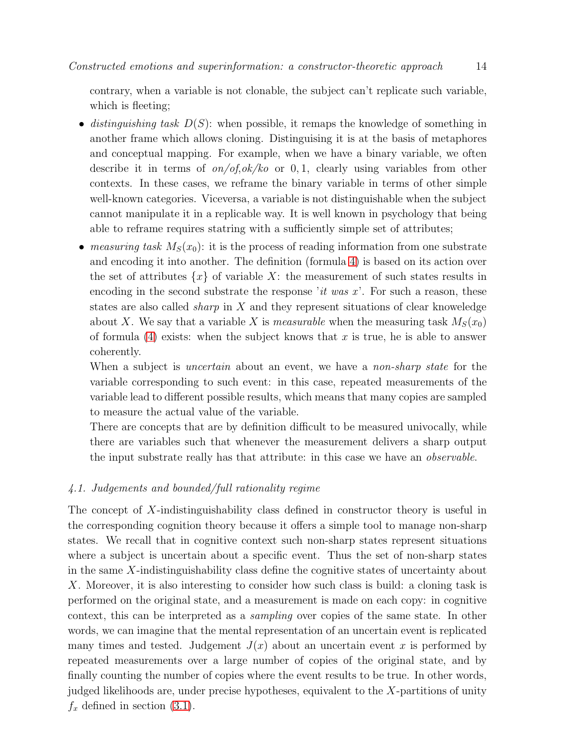contrary, when a variable is not clonable, the subject can't replicate such variable, which is fleeting;

- *distinguishing task* $D(S)$: when possible, it remaps the knowledge of something in another frame which allows cloning. Distinguising it is at the basis of metaphores and conceptual mapping. For example, when we have a binary variable, we often describe it in terms of *on/of,ok/ko* or $0, 1$, clearly using variables from other contexts. In these cases, we reframe the binary variable in terms of other simple well-known categories. Viceversa, a variable is not distinguishable when the subject cannot manipulate it in a replicable way. It is well known in psychology that being able to reframe requires statring with a sufficiently simple set of attributes;
- *measuring task* $M_S(x_0)$: it is the process of reading information from one substrate and encoding it into another. The definition (formula 4) is based on its action over the set of attributes $\{x\}$ of variable $X$: the measurement of such states results in encoding in the second substrate the response '*it was x*'. For such a reason, these states are also called *sharp* in $X$ and they represent situations of clear knoweledge about $X$. We say that a variable $X$ is *measurable* when the measuring task $M_S(x_0)$ of formula (4) exists: when the subject knows that $x$ is true, he is able to answer coherently.

  When a subject is *uncertain* about an event, we have a *non-sharp state* for the variable corresponding to such event: in this case, repeated measurements of the variable lead to different possible results, which means that many copies are sampled to measure the actual value of the variable.

  There are concepts that are by definition difficult to be measured univocally, while there are variables such that whenever the measurement delivers a sharp output the input substrate really has that attribute: in this case we have an *observable*.

### *4.1. Judgements and bounded/full rationality regime*

The concept of $X$-indistinguishability class defined in constructor theory is useful in the corresponding cognition theory because it offers a simple tool to manage non-sharp states. We recall that in cognitive context such non-sharp states represent situations where a subject is uncertain about a specific event. Thus the set of non-sharp states in the same $X$-indistinguishability class define the cognitive states of uncertainty about $X$. Moreover, it is also interesting to consider how such class is build: a cloning task is performed on the original state, and a measurement is made on each copy: in cognitive context, this can be interpreted as a *sampling* over copies of the same state. In other words, we can imagine that the mental representation of an uncertain event is replicated many times and tested. Judgement $J(x)$ about an uncertain event $x$ is performed by repeated measurements over a large number of copies of the original state, and by finally counting the number of copies where the event results to be true. In other words, judged likelihoods are, under precise hypotheses, equivalent to the $X$-partitions of unity $f_x$ defined in section (3.1).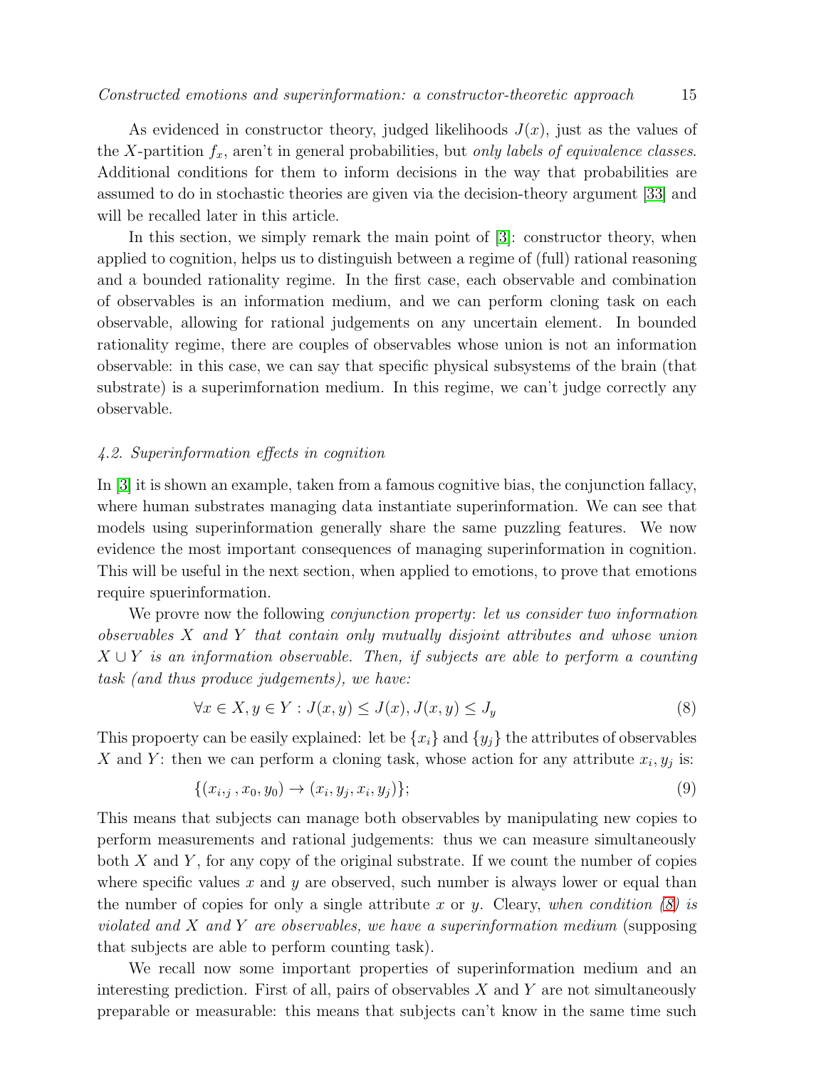As evidenced in constructor theory, judged likelihoods $J(x)$, just as the values of the $X$-partition $f_x$, aren't in general probabilities, but *only labels of equivalence classes*. Additional conditions for them to inform decisions in the way that probabilities are assumed to do in stochastic theories are given via the decision-theory argument [33] and will be recalled later in this article.

In this section, we simply remark the main point of [3]: constructor theory, when applied to cognition, helps us to distinguish between a regime of (full) rational reasoning and a bounded rationality regime. In the first case, each observable and combination of observables is an information medium, and we can perform cloning task on each observable, allowing for rational judgements on any uncertain element. In bounded rationality regime, there are couples of observables whose union is not an information observable: in this case, we can say that specific physical subsystems of the brain (that substrate) is a superimfonation medium. In this regime, we can't judge correctly any observable.

### 4.2. Superinformation effects in cognition

In [3] it is shown an example, taken from a famous cognitive bias, the conjunction fallacy, where human substrates managing data instantiate superinformation. We can see that models using superinformation generally share the same puzzling features. We now evidence the most important consequences of managing superinformation in cognition. This will be useful in the next section, when applied to emotions, to prove that emotions require spuerinformation.

We provre now the following *conjunction property*: *let us consider two information observables $X$ and $Y$ that contain only mutually disjoint attributes and whose union $X \cup Y$ is an information observable. Then, if subjects are able to perform a counting task (and thus produce judgements), we have:*

$$\forall x \in X, y \in Y : J(x, y) \leq J(x), J(x, y) \leq J_y \tag{8}$$

This propoerty can be easily explained: let be $\{x_i\}$ and $\{y_j\}$ the attributes of observables $X$ and $Y$: then we can perform a cloning task, whose action for any attribute $x_i, y_j$ is:

$$\{(x_{i,j}, x_0, y_0) \rightarrow (x_i, y_j, x_i, y_j)\}; \tag{9}$$

This means that subjects can manage both observables by manipulating new copies to perform measurements and rational judgements: thus we can measure simultaneously both $X$ and $Y$, for any copy of the original substrate. If we count the number of copies where specific values $x$ and $y$ are observed, such number is always lower or equal than the number of copies for only a single attribute $x$ or $y$. Cleary, *when condition (8) is violated and $X$ and $Y$ are observables, we have a superinformation medium* (supposing that subjects are able to perform counting task).

We recall now some important properties of superinformation medium and an interesting prediction. First of all, pairs of observables $X$ and $Y$ are not simultaneously preparable or measurable: this means that subjects can't know in the same time such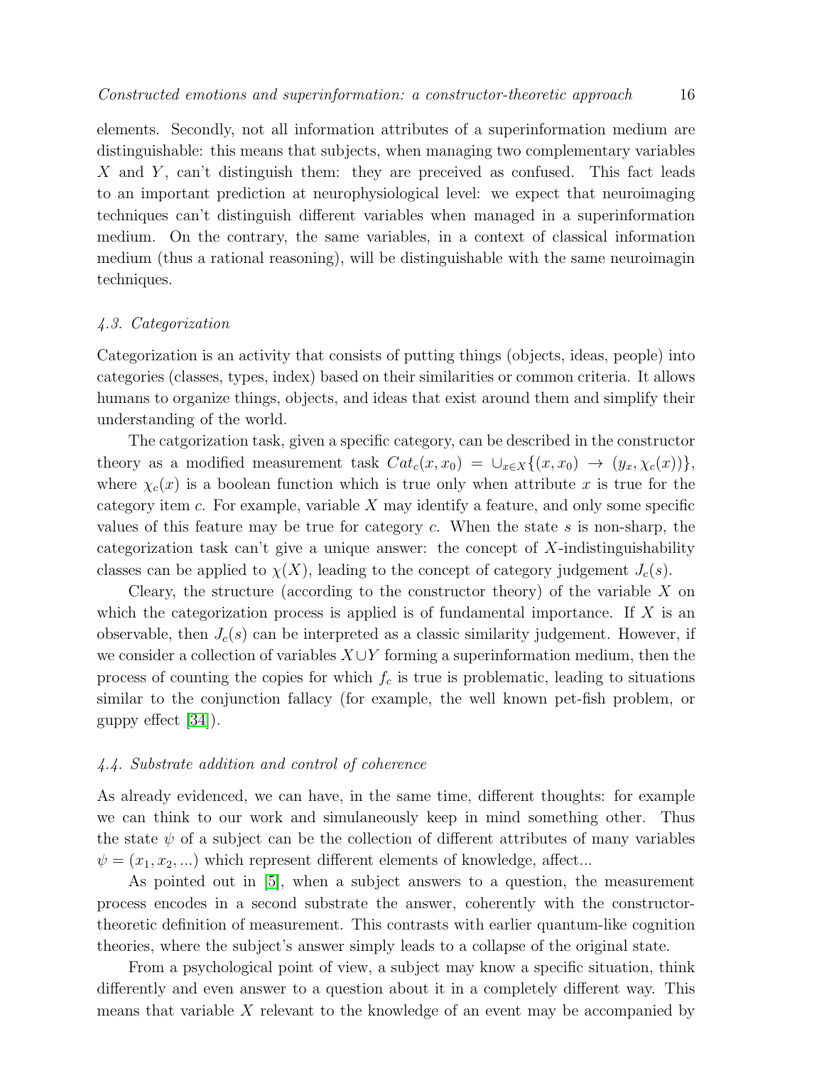elements. Secondly, not all information attributes of a superinformation medium are distinguishable: this means that subjects, when managing two complementary variables $X$ and $Y$, can't distinguish them: they are preceived as confused. This fact leads to an important prediction at neurophysiological level: we expect that neuroimaging techniques can't distinguish different variables when managed in a superinformation medium. On the contrary, the same variables, in a context of classical information medium (thus a rational reasoning), will be distinguishable with the same neuroimagin techniques.

### *4.3. Categorization*

Categorization is an activity that consists of putting things (objects, ideas, people) into categories (classes, types, index) based on their similarities or common criteria. It allows humans to organize things, objects, and ideas that exist around them and simplify their understanding of the world.

The catgorization task, given a specific category, can be described in the constructor theory as a modified measurement task $Cat_c(x, x_0) = \cup_{x \in X}\{(x, x_0) \to (y_x, \chi_c(x))\}$, where $\chi_c(x)$ is a boolean function which is true only when attribute $x$ is true for the category item $c$. For example, variable $X$ may identify a feature, and only some specific values of this feature may be true for category $c$. When the state $s$ is non-sharp, the categorization task can't give a unique answer: the concept of $X$-indistinguishability classes can be applied to $\chi(X)$, leading to the concept of category judgement $J_c(s)$.

Cleary, the structure (according to the constructor theory) of the variable $X$ on which the categorization process is applied is of fundamental importance. If $X$ is an observable, then $J_c(s)$ can be interpreted as a classic similarity judgement. However, if we consider a collection of variables $X \cup Y$ forming a superinformation medium, then the process of counting the copies for which $f_c$ is true is problematic, leading to situations similar to the conjunction fallacy (for example, the well known pet-fish problem, or guppy effect [34]).

### *4.4. Substrate addition and control of coherence*

As already evidenced, we can have, in the same time, different thoughts: for example we can think to our work and simulaneously keep in mind something other. Thus the state $\psi$ of a subject can be the collection of different attributes of many variables $\psi = (x_1, x_2, ...)$ which represent different elements of knowledge, affect...

As pointed out in [5], when a subject answers to a question, the measurement process encodes in a second substrate the answer, coherently with the constructor-theoretic definition of measurement. This contrasts with earlier quantum-like cognition theories, where the subject's answer simply leads to a collapse of the original state.

From a psychological point of view, a subject may know a specific situation, think differently and even answer to a question about it in a completely different way. This means that variable $X$ relevant to the knowledge of an event may be accompanied by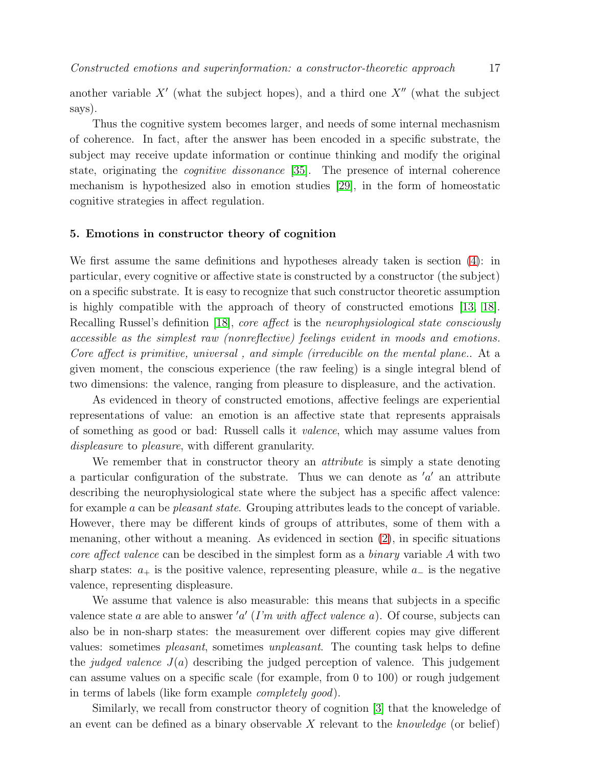another variable $X'$ (what the subject hopes), and a third one $X''$ (what the subject says).

Thus the cognitive system becomes larger, and needs of some internal mechasnism of coherence. In fact, after the answer has been encoded in a specific substrate, the subject may receive update information or continue thinking and modify the original state, originating the *cognitive dissonance* [35]. The presence of internal coherence mechanism is hypothesized also in emotion studies [29], in the form of homeostatic cognitive strategies in affect regulation.

## 5. Emotions in constructor theory of cognition

We first assume the same definitions and hypotheses already taken is section (4): in particular, every cognitive or affective state is constructed by a constructor (the subject) on a specific substrate. It is easy to recognize that such constructor theoretic assumption is highly compatible with the approach of theory of constructed emotions [13, 18]. Recalling Russel's definition [18], *core affect* is the *neurophysiological state consciously accessible as the simplest raw (nonreflective) feelings evident in moods and emotions. Core affect is primitive, universal , and simple (irreducible on the mental plane..* At a given moment, the conscious experience (the raw feeling) is a single integral blend of two dimensions: the valence, ranging from pleasure to displeasure, and the activation.

As evidenced in theory of constructed emotions, affective feelings are experiential representations of value: an emotion is an affective state that represents appraisals of something as good or bad: Russell calls it *valence*, which may assume values from *displeasure* to *pleasure*, with different granularity.

We remember that in constructor theory an *attribute* is simply a state denoting a particular configuration of the substrate. Thus we can denote as $'a'$ an attribute describing the neurophysiological state where the subject has a specific affect valence: for example $a$ can be *pleasant state*. Grouping attributes leads to the concept of variable. However, there may be different kinds of groups of attributes, some of them with a menaning, other without a meaning. As evidenced in section (2), in specific situations *core affect valence* can be descibed in the simplest form as a *binary* variable $A$ with two sharp states: $a_+$ is the positive valence, representing pleasure, while $a_-$ is the negative valence, representing displeasure.

We assume that valence is also measurable: this means that subjects in a specific valence state $a$ are able to answer $'a'$ (*I'm with affect valence* $a$). Of course, subjects can also be in non-sharp states: the measurement over different copies may give different values: sometimes *pleasant*, sometimes *unpleasant*. The counting task helps to define the *judged valence* $J(a)$ describing the judged perception of valence. This judgement can assume values on a specific scale (for example, from 0 to 100) or rough judgement in terms of labels (like form example *completely good*).

Similarly, we recall from constructor theory of cognition [3] that the knoweledge of an event can be defined as a binary observable $X$ relevant to the *knowledge* (or belief)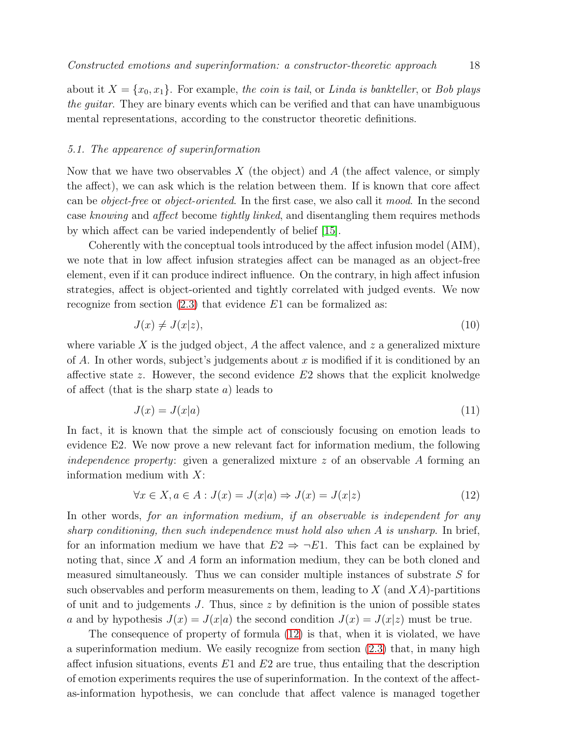about it $X = \{x_0, x_1\}$. For example, *the coin is tail*, or *Linda is bankteller*, or *Bob plays the guitar*. They are binary events which can be verified and that can have unambiguous mental representations, according to the constructor theoretic definitions.

### 5.1. The appearence of superinformation

Now that we have two observables $X$ (the object) and $A$ (the affect valence, or simply the affect), we can ask which is the relation between them. If is known that core affect can be *object-free* or *object-oriented*. In the first case, we also call it *mood*. In the second case *knowing* and *affect* become *tightly linked*, and disentangling them requires methods by which affect can be varied independently of belief [15].

Coherently with the conceptual tools introduced by the affect infusion model (AIM), we note that in low affect infusion strategies affect can be managed as an object-free element, even if it can produce indirect influence. On the contrary, in high affect infusion strategies, affect is object-oriented and tightly correlated with judged events. We now recognize from section (2.3) that evidence $E1$ can be formalized as:

$$J(x) \neq J(x|z), \tag{10}$$

where variable $X$ is the judged object, $A$ the affect valence, and $z$ a generalized mixture of $A$. In other words, subject's judgements about $x$ is modified if it is conditioned by an affective state $z$. However, the second evidence $E2$ shows that the explicit knolwedge of affect (that is the sharp state $a$) leads to

$$J(x) = J(x|a) \tag{11}$$

In fact, it is known that the simple act of consciously focusing on emotion leads to evidence E2. We now prove a new relevant fact for information medium, the following *independence property*: given a generalized mixture $z$ of an observable $A$ forming an information medium with $X$:

$$\forall x \in X, a \in A : J(x) = J(x|a) \Rightarrow J(x) = J(x|z) \tag{12}$$

In other words, *for an information medium, if an observable is independent for any sharp conditioning, then such independence must hold also when A is unsharp*. In brief, for an information medium we have that $E2 \Rightarrow \neg E1$. This fact can be explained by noting that, since $X$ and $A$ form an information medium, they can be both cloned and measured simultaneously. Thus we can consider multiple instances of substrate $S$ for such observables and perform measurements on them, leading to $X$ (and $XA$)-partitions of unit and to judgements $J$. Thus, since $z$ by definition is the union of possible states $a$ and by hypothesis $J(x) = J(x|a)$ the second condition $J(x) = J(x|z)$ must be true.

The consequence of property of formula (12) is that, when it is violated, we have a superinformation medium. We easily recognize from section (2.3) that, in many high affect infusion situations, events $E1$ and $E2$ are true, thus entailing that the description of emotion experiments requires the use of superinformation. In the context of the affect-as-information hypothesis, we can conclude that affect valence is managed together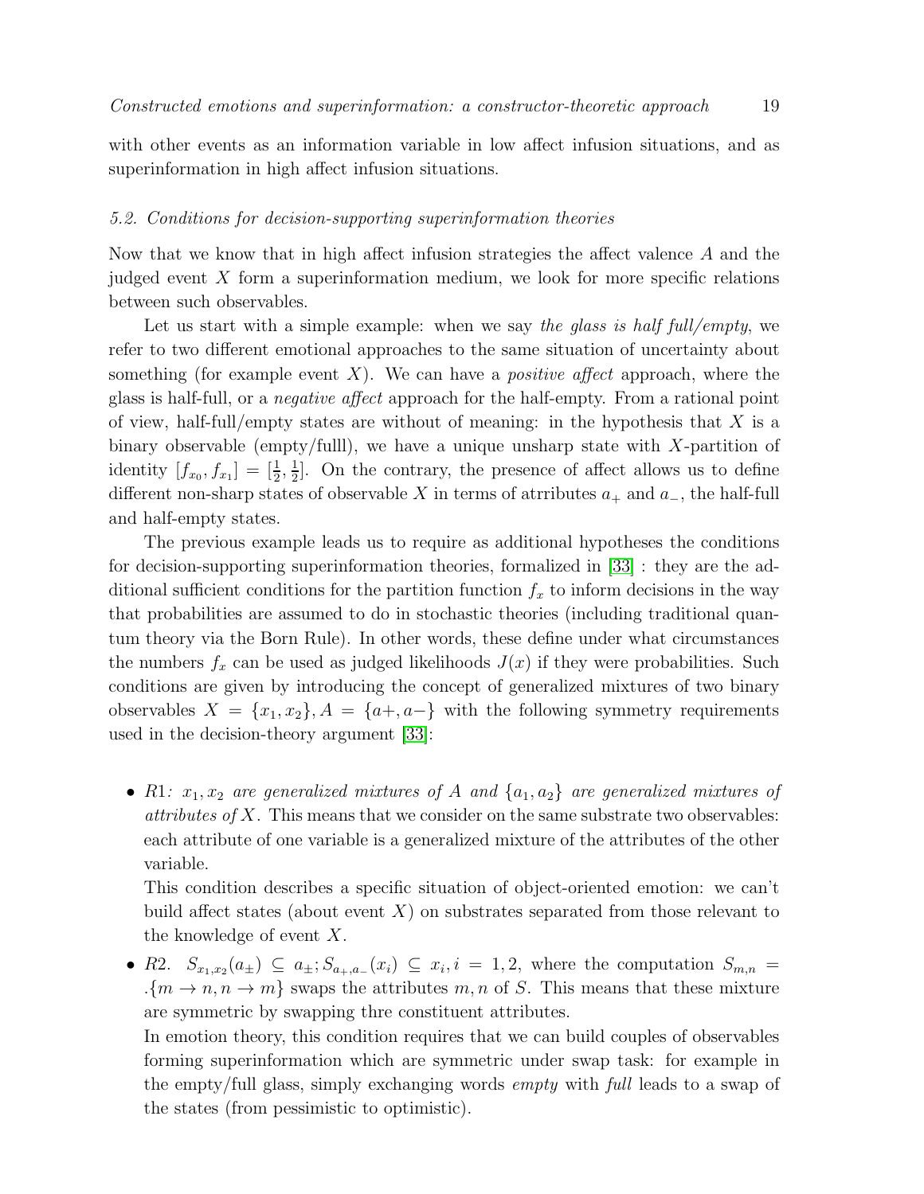with other events as an information variable in low affect infusion situations, and as superinformation in high affect infusion situations.

### 5.2. Conditions for decision-supporting superinformation theories

Now that we know that in high affect infusion strategies the affect valence $A$ and the judged event $X$ form a superinformation medium, we look for more specific relations between such observables.

Let us start with a simple example: when we say *the glass is half full/empty*, we refer to two different emotional approaches to the same situation of uncertainty about something (for example event $X$). We can have a *positive affect* approach, where the glass is half-full, or a *negative affect* approach for the half-empty. From a rational point of view, half-full/empty states are without of meaning: in the hypothesis that $X$ is a binary observable (empty/fulll), we have a unique unsharp state with $X$-partition of identity $[f_{x_0}, f_{x_1}] = [\frac{1}{2}, \frac{1}{2}]$. On the contrary, the presence of affect allows us to define different non-sharp states of observable $X$ in terms of atrributes $a_+$ and $a_-$, the half-full and half-empty states.

The previous example leads us to require as additional hypotheses the conditions for decision-supporting superinformation theories, formalized in [33] : they are the additional sufficient conditions for the partition function $f_x$ to inform decisions in the way that probabilities are assumed to do in stochastic theories (including traditional quantum theory via the Born Rule). In other words, these define under what circumstances the numbers $f_x$ can be used as judged likelihoods $J(x)$ if they were probabilities. Such conditions are given by introducing the concept of generalized mixtures of two binary observables $X = \{x_1, x_2\}, A = \{a+, a-\}$ with the following symmetry requirements used in the decision-theory argument [33]:

- *R*1*: $x_1, x_2$ are generalized mixtures of $A$ and $\{a_1, a_2\}$ are generalized mixtures of attributes of $X$.* This means that we consider on the same substrate two observables: each attribute of one variable is a generalized mixture of the attributes of the other variable.

  This condition describes a specific situation of object-oriented emotion: we can't build affect states (about event $X$) on substrates separated from those relevant to the knowledge of event $X$.

- *R*2. $S_{x_1,x_2}(a_\pm) \subseteq a_\pm; S_{a_+,a_-}(x_i) \subseteq x_i, i = 1, 2$, where the computation $S_{m,n} = .\{m \to n, n \to m\}$ swaps the attributes $m, n$ of $S$. This means that these mixture are symmetric by swapping thre constituent attributes.

  In emotion theory, this condition requires that we can build couples of observables forming superinformation which are symmetric under swap task: for example in the empty/full glass, simply exchanging words *empty* with *full* leads to a swap of the states (from pessimistic to optimistic).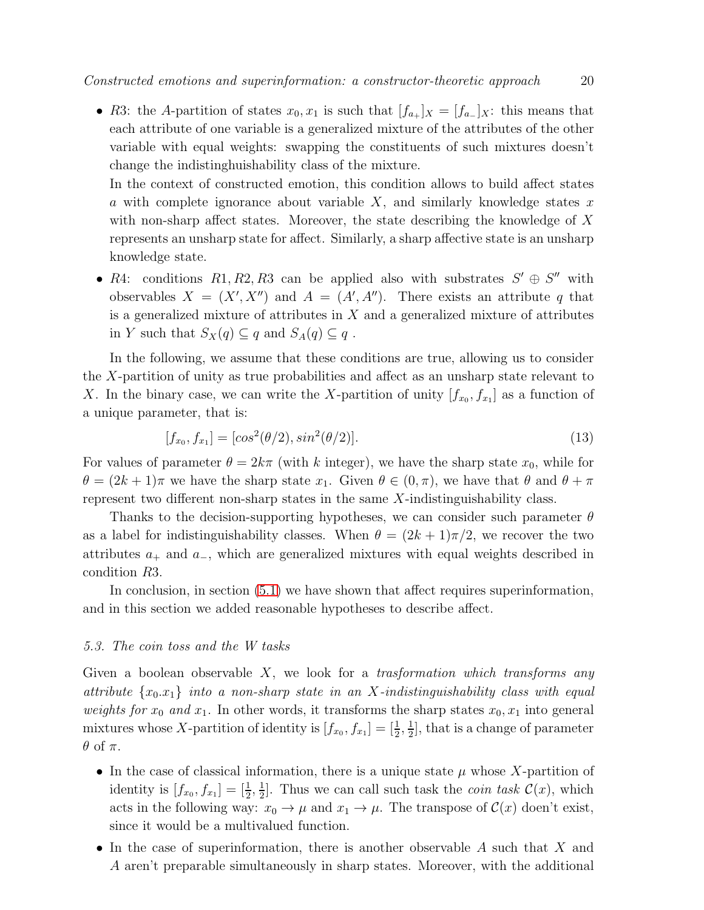- $R3$: the $A$-partition of states $x_0, x_1$ is such that $[f_{a_+}]_X = [f_{a_-}]_X$: this means that each attribute of one variable is a generalized mixture of the attributes of the other variable with equal weights: swapping the constituents of such mixtures doesn't change the indistinghuishability class of the mixture.

  In the context of constructed emotion, this condition allows to build affect states $a$ with complete ignorance about variable $X$, and similarly knowledge states $x$ with non-sharp affect states. Moreover, the state describing the knowledge of $X$ represents an unsharp state for affect. Similarly, a sharp affective state is an unsharp knowledge state.

- $R4$: conditions $R1, R2, R3$ can be applied also with substrates $S' \oplus S''$ with observables $X = (X', X'')$ and $A = (A', A'')$. There exists an attribute $q$ that is a generalized mixture of attributes in $X$ and a generalized mixture of attributes in $Y$ such that $S_X(q) \subseteq q$ and $S_A(q) \subseteq q$ .

In the following, we assume that these conditions are true, allowing us to consider the $X$-partition of unity as true probabilities and affect as an unsharp state relevant to $X$. In the binary case, we can write the $X$-partition of unity $[f_{x_0}, f_{x_1}]$ as a function of a unique parameter, that is:

$$[f_{x_0}, f_{x_1}] = [cos^2(\theta/2), sin^2(\theta/2)]. \tag{13}$$

For values of parameter $\theta = 2k\pi$ (with $k$ integer), we have the sharp state $x_0$, while for $\theta = (2k+1)\pi$ we have the sharp state $x_1$. Given $\theta \in (0, \pi)$, we have that $\theta$ and $\theta + \pi$ represent two different non-sharp states in the same $X$-indistinguishability class.

Thanks to the decision-supporting hypotheses, we can consider such parameter $\theta$ as a label for indistinguishability classes. When $\theta = (2k+1)\pi/2$, we recover the two attributes $a_+$ and $a_-$, which are generalized mixtures with equal weights described in condition $R3$.

In conclusion, in section (5.1) we have shown that affect requires superinformation, and in this section we added reasonable hypotheses to describe affect.

### *5.3. The coin toss and the W tasks*

Given a boolean observable $X$, we look for a *trasformation which transforms any attribute* $\{x_0.x_1\}$ *into a non-sharp state in an X-indistinguishability class with equal weights for* $x_0$ *and* $x_1$. In other words, it transforms the sharp states $x_0, x_1$ into general mixtures whose $X$-partition of identity is $[f_{x_0}, f_{x_1}] = [\frac{1}{2}, \frac{1}{2}]$, that is a change of parameter $\theta$ of $\pi$.

- In the case of classical information, there is a unique state $\mu$ whose $X$-partition of identity is $[f_{x_0}, f_{x_1}] = [\frac{1}{2}, \frac{1}{2}]$. Thus we can call such task the *coin task* $\mathcal{C}(x)$, which acts in the following way: $x_0 \to \mu$ and $x_1 \to \mu$. The transpose of $\mathcal{C}(x)$ doen't exist, since it would be a multivalued function.
- In the case of superinformation, there is another observable $A$ such that $X$ and $A$ aren't preparable simultaneously in sharp states. Moreover, with the additional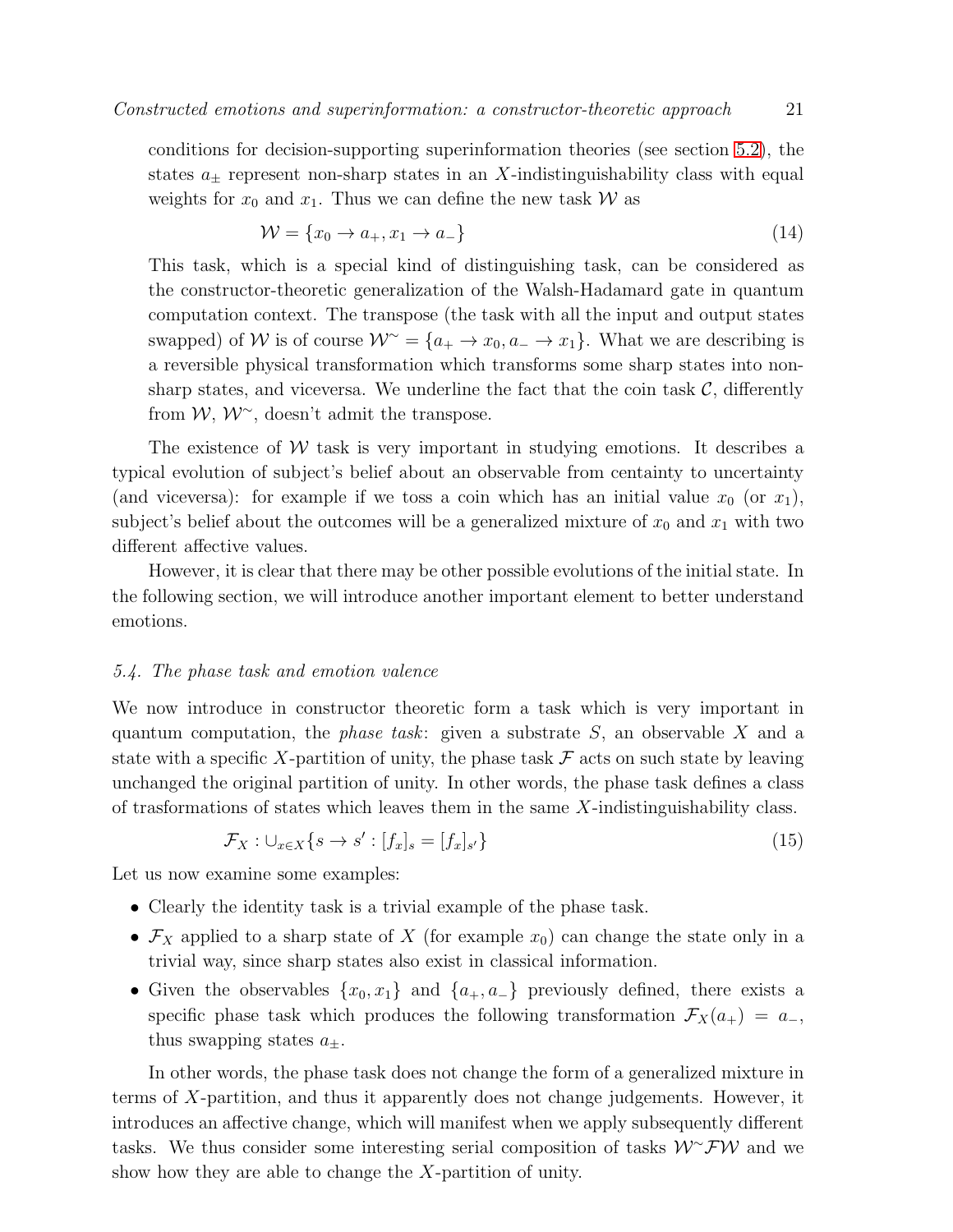conditions for decision-supporting superinformation theories (see section 5.2), the states $a_{\pm}$ represent non-sharp states in an $X$-indistinguishability class with equal weights for $x_0$ and $x_1$. Thus we can define the new task $\mathcal{W}$ as

$$\mathcal{W} = \{x_0 \to a_+, x_1 \to a_-\} \tag{14}$$

This task, which is a special kind of distinguishing task, can be considered as the constructor-theoretic generalization of the Walsh-Hadamard gate in quantum computation context. The transpose (the task with all the input and output states swapped) of $\mathcal{W}$ is of course $\mathcal{W}^{\sim} = \{a_+ \to x_0, a_- \to x_1\}$. What we are describing is a reversible physical transformation which transforms some sharp states into non-sharp states, and viceversa. We underline the fact that the coin task $\mathcal{C}$, differently from $\mathcal{W}$, $\mathcal{W}^{\sim}$, doesn't admit the transpose.

The existence of $\mathcal{W}$ task is very important in studying emotions. It describes a typical evolution of subject's belief about an observable from centainty to uncertainty (and viceversa): for example if we toss a coin which has an initial value $x_0$ (or $x_1$), subject's belief about the outcomes will be a generalized mixture of $x_0$ and $x_1$ with two different affective values.

However, it is clear that there may be other possible evolutions of the initial state. In the following section, we will introduce another important element to better understand emotions.

### 5.4. The phase task and emotion valence

We now introduce in constructor theoretic form a task which is very important in quantum computation, the *phase task*: given a substrate $S$, an observable $X$ and a state with a specific $X$-partition of unity, the phase task $\mathcal{F}$ acts on such state by leaving unchanged the original partition of unity. In other words, the phase task defines a class of trasformations of states which leaves them in the same $X$-indistinguishability class.

$$\mathcal{F}_X : \cup_{x \in X} \{s \to s' : [f_x]_s = [f_x]_{s'}\} \tag{15}$$

Let us now examine some examples:

- Clearly the identity task is a trivial example of the phase task.
- $\mathcal{F}_X$ applied to a sharp state of $X$ (for example $x_0$) can change the state only in a trivial way, since sharp states also exist in classical information.
- Given the observables $\{x_0, x_1\}$ and $\{a_+, a_-\}$ previously defined, there exists a specific phase task which produces the following transformation $\mathcal{F}_X(a_+) = a_-$, thus swapping states $a_{\pm}$.

In other words, the phase task does not change the form of a generalized mixture in terms of $X$-partition, and thus it apparently does not change judgements. However, it introduces an affective change, which will manifest when we apply subsequently different tasks. We thus consider some interesting serial composition of tasks $\mathcal{W}^{\sim}\mathcal{F}\mathcal{W}$ and we show how they are able to change the $X$-partition of unity.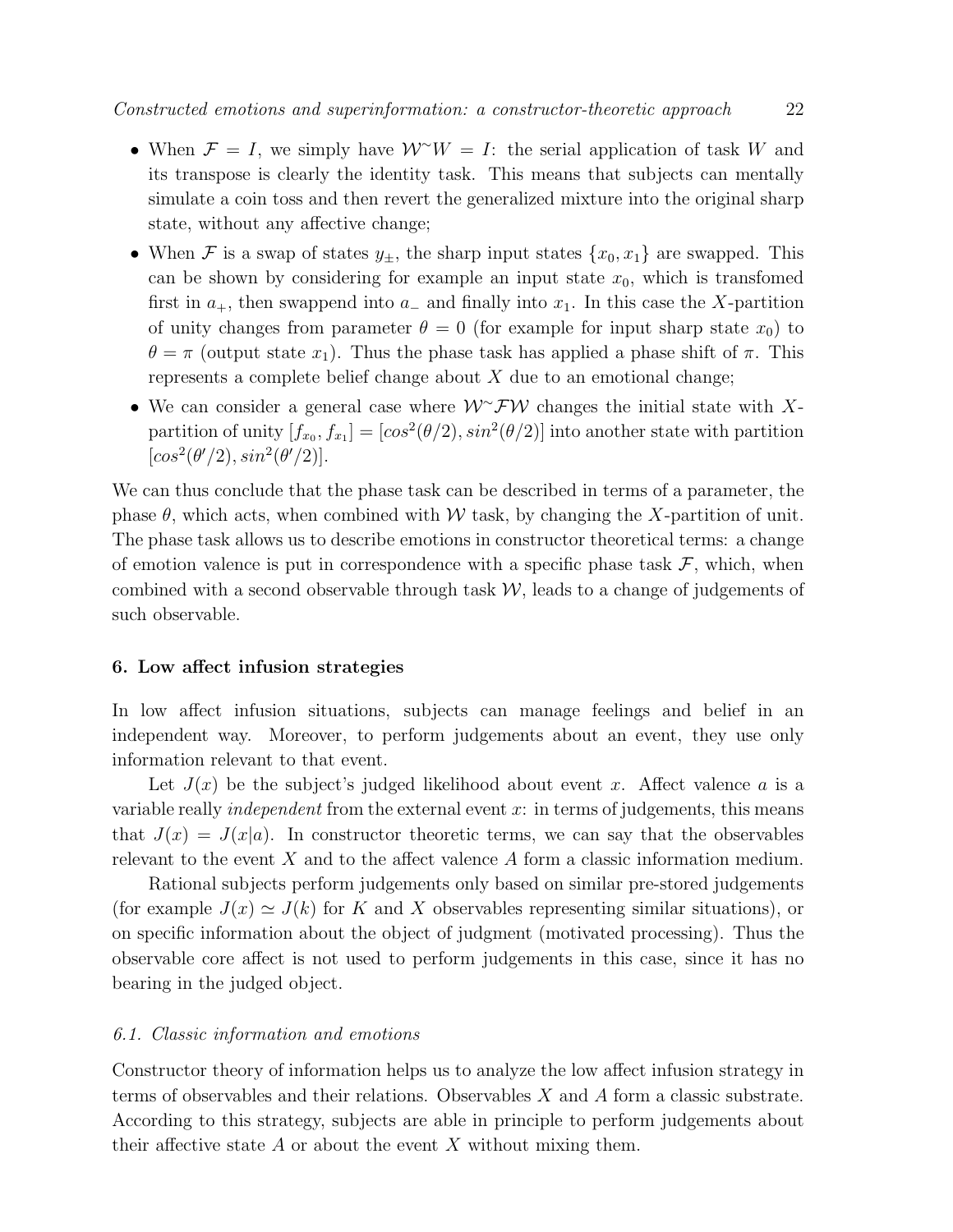- When $\mathcal{F} = I$, we simply have $\mathcal{W}^{\sim}W = I$: the serial application of task $W$ and its transpose is clearly the identity task. This means that subjects can mentally simulate a coin toss and then revert the generalized mixture into the original sharp state, without any affective change;
- When $\mathcal{F}$ is a swap of states $y_{\pm}$, the sharp input states $\{x_0, x_1\}$ are swapped. This can be shown by considering for example an input state $x_0$, which is transfomed first in $a_+$, then swappend into $a_-$ and finally into $x_1$. In this case the $X$-partition of unity changes from parameter $\theta = 0$ (for example for input sharp state $x_0$) to $\theta = \pi$ (output state $x_1$). Thus the phase task has applied a phase shift of $\pi$. This represents a complete belief change about $X$ due to an emotional change;
- We can consider a general case where $\mathcal{W}^{\sim}\mathcal{F}\mathcal{W}$ changes the initial state with $X$-partition of unity $[f_{x_0}, f_{x_1}] = [cos^2(\theta/2), sin^2(\theta/2)]$ into another state with partition $[cos^2(\theta'/2), sin^2(\theta'/2)]$.

We can thus conclude that the phase task can be described in terms of a parameter, the phase $\theta$, which acts, when combined with $\mathcal{W}$ task, by changing the $X$-partition of unit. The phase task allows us to describe emotions in constructor theoretical terms: a change of emotion valence is put in correspondence with a specific phase task $\mathcal{F}$, which, when combined with a second observable through task $\mathcal{W}$, leads to a change of judgements of such observable.

## 6. Low affect infusion strategies

In low affect infusion situations, subjects can manage feelings and belief in an independent way. Moreover, to perform judgements about an event, they use only information relevant to that event.

Let $J(x)$ be the subject's judged likelihood about event $x$. Affect valence $a$ is a variable really *independent* from the external event $x$: in terms of judgements, this means that $J(x) = J(x|a)$. In constructor theoretic terms, we can say that the observables relevant to the event $X$ and to the affect valence $A$ form a classic information medium.

Rational subjects perform judgements only based on similar pre-stored judgements (for example $J(x) \simeq J(k)$ for $K$ and $X$ observables representing similar situations), or on specific information about the object of judgment (motivated processing). Thus the observable core affect is not used to perform judgements in this case, since it has no bearing in the judged object.

### *6.1. Classic information and emotions*

Constructor theory of information helps us to analyze the low affect infusion strategy in terms of observables and their relations. Observables $X$ and $A$ form a classic substrate. According to this strategy, subjects are able in principle to perform judgements about their affective state $A$ or about the event $X$ without mixing them.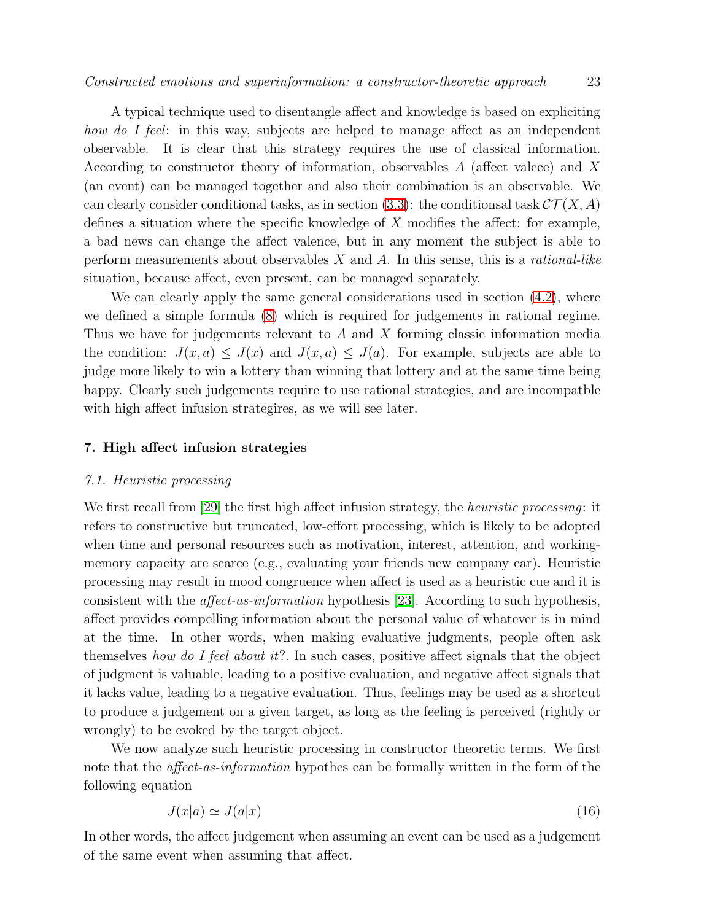A typical technique used to disentangle affect and knowledge is based on expliciting *how do I feel*: in this way, subjects are helped to manage affect as an independent observable. It is clear that this strategy requires the use of classical information. According to constructor theory of information, observables $A$ (affect valece) and $X$ (an event) can be managed together and also their combination is an observable. We can clearly consider conditional tasks, as in section (3.3): the conditionsal task $\mathcal{CT}(X, A)$ defines a situation where the specific knowledge of $X$ modifies the affect: for example, a bad news can change the affect valence, but in any moment the subject is able to perform measurements about observables $X$ and $A$. In this sense, this is a *rational-like* situation, because affect, even present, can be managed separately.

We can clearly apply the same general considerations used in section (4.2), where we defined a simple formula (8) which is required for judgements in rational regime. Thus we have for judgements relevant to $A$ and $X$ forming classic information media the condition: $J(x, a) \leq J(x)$ and $J(x, a) \leq J(a)$. For example, subjects are able to judge more likely to win a lottery than winning that lottery and at the same time being happy. Clearly such judgements require to use rational strategies, and are incompatble with high affect infusion strategires, as we will see later.

## 7. High affect infusion strategies

### 7.1. Heuristic processing

We first recall from [29] the first high affect infusion strategy, the *heuristic processing*: it refers to constructive but truncated, low-effort processing, which is likely to be adopted when time and personal resources such as motivation, interest, attention, and working-memory capacity are scarce (e.g., evaluating your friends new company car). Heuristic processing may result in mood congruence when affect is used as a heuristic cue and it is consistent with the *affect-as-information* hypothesis [23]. According to such hypothesis, affect provides compelling information about the personal value of whatever is in mind at the time. In other words, when making evaluative judgments, people often ask themselves *how do I feel about it*?. In such cases, positive affect signals that the object of judgment is valuable, leading to a positive evaluation, and negative affect signals that it lacks value, leading to a negative evaluation. Thus, feelings may be used as a shortcut to produce a judgement on a given target, as long as the feeling is perceived (rightly or wrongly) to be evoked by the target object.

We now analyze such heuristic processing in constructor theoretic terms. We first note that the *affect-as-information* hypothes can be formally written in the form of the following equation

$$J(x|a) \simeq J(a|x) \tag{16}$$

In other words, the affect judgement when assuming an event can be used as a judgement of the same event when assuming that affect.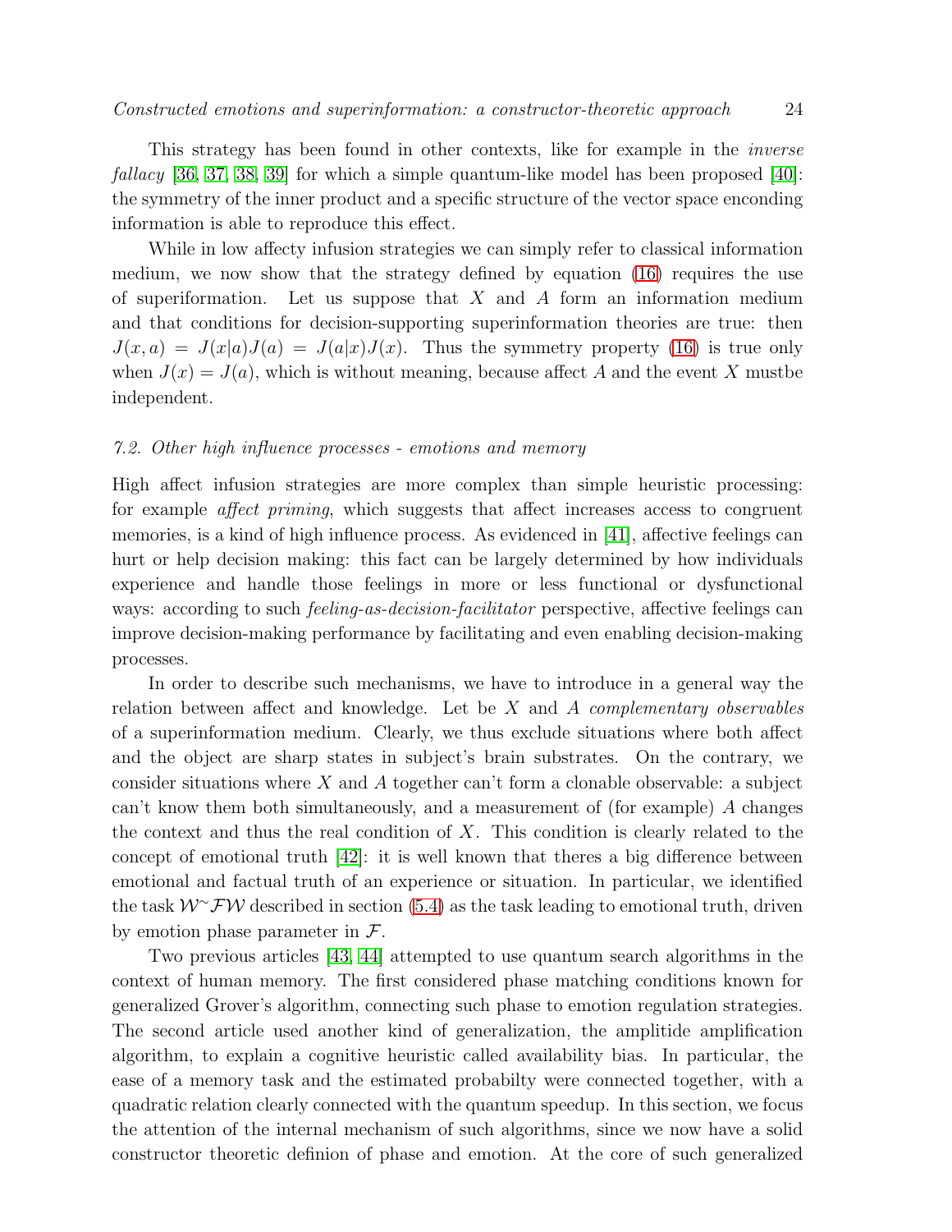This strategy has been found in other contexts, like for example in the *inverse fallacy* [36, 37, 38, 39] for which a simple quantum-like model has been proposed [40]: the symmetry of the inner product and a specific structure of the vector space enconding information is able to reproduce this effect.

While in low affecty infusion strategies we can simply refer to classical information medium, we now show that the strategy defined by equation (16) requires the use of superiformation. Let us suppose that $X$ and $A$ form an information medium and that conditions for decision-supporting superinformation theories are true: then $J(x, a) = J(x|a)J(a) = J(a|x)J(x)$. Thus the symmetry property (16) is true only when $J(x) = J(a)$, which is without meaning, because affect $A$ and the event $X$ mustbe independent.

### *7.2. Other high influence processes - emotions and memory*

High affect infusion strategies are more complex than simple heuristic processing: for example *affect priming*, which suggests that affect increases access to congruent memories, is a kind of high influence process. As evidenced in [41], affective feelings can hurt or help decision making: this fact can be largely determined by how individuals experience and handle those feelings in more or less functional or dysfunctional ways: according to such *feeling-as-decision-facilitator* perspective, affective feelings can improve decision-making performance by facilitating and even enabling decision-making processes.

In order to describe such mechanisms, we have to introduce in a general way the relation between affect and knowledge. Let be $X$ and $A$ *complementary observables* of a superinformation medium. Clearly, we thus exclude situations where both affect and the object are sharp states in subject's brain substrates. On the contrary, we consider situations where $X$ and $A$ together can't form a clonable observable: a subject can't know them both simultaneously, and a measurement of (for example) $A$ changes the context and thus the real condition of $X$. This condition is clearly related to the concept of emotional truth [42]: it is well known that theres a big difference between emotional and factual truth of an experience or situation. In particular, we identified the task $\mathcal{W}^{\sim}\mathcal{F}\mathcal{W}$ described in section (5.4) as the task leading to emotional truth, driven by emotion phase parameter in $\mathcal{F}$.

Two previous articles [43, 44] attempted to use quantum search algorithms in the context of human memory. The first considered phase matching conditions known for generalized Grover's algorithm, connecting such phase to emotion regulation strategies. The second article used another kind of generalization, the amplitide amplification algorithm, to explain a cognitive heuristic called availability bias. In particular, the ease of a memory task and the estimated probabilty were connected together, with a quadratic relation clearly connected with the quantum speedup. In this section, we focus the attention of the internal mechanism of such algorithms, since we now have a solid constructor theoretic definion of phase and emotion. At the core of such generalized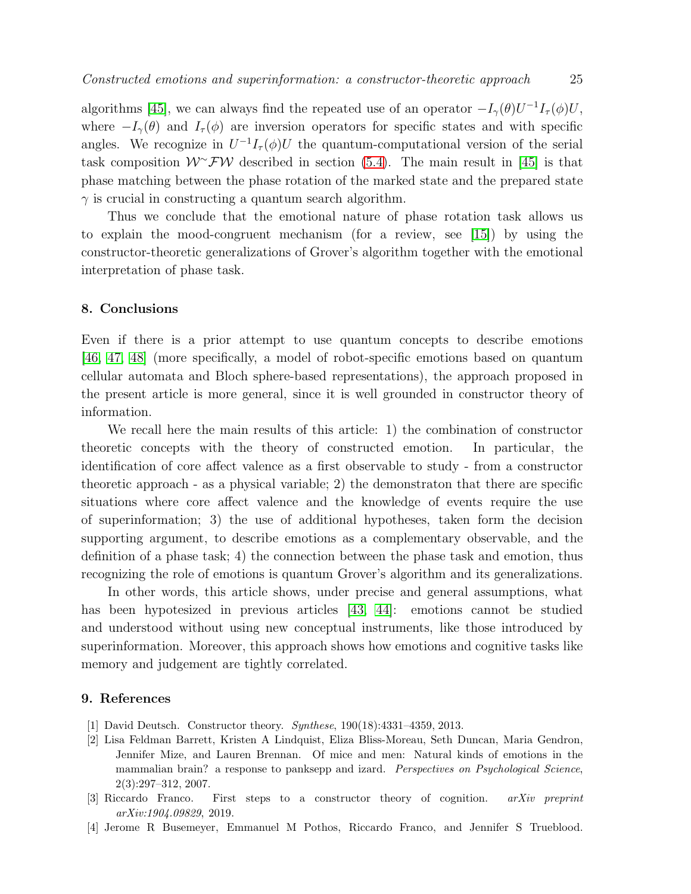algorithms [45], we can always find the repeated use of an operator $-I_\gamma(\theta)U^{-1}I_\tau(\phi)U$, where $-I_\gamma(\theta)$ and $I_\tau(\phi)$ are inversion operators for specific states and with specific angles. We recognize in $U^{-1}I_\tau(\phi)U$ the quantum-computational version of the serial task composition $\mathcal{W}^{\sim}\mathcal{F}\mathcal{W}$ described in section (5.4). The main result in [45] is that phase matching between the phase rotation of the marked state and the prepared state $\gamma$ is crucial in constructing a quantum search algorithm.

Thus we conclude that the emotional nature of phase rotation task allows us to explain the mood-congruent mechanism (for a review, see [15]) by using the constructor-theoretic generalizations of Grover's algorithm together with the emotional interpretation of phase task.

## 8. Conclusions

Even if there is a prior attempt to use quantum concepts to describe emotions [46, 47, 48] (more specifically, a model of robot-specific emotions based on quantum cellular automata and Bloch sphere-based representations), the approach proposed in the present article is more general, since it is well grounded in constructor theory of information.

We recall here the main results of this article: 1) the combination of constructor theoretic concepts with the theory of constructed emotion. In particular, the identification of core affect valence as a first observable to study - from a constructor theoretic approach - as a physical variable; 2) the demonstraton that there are specific situations where core affect valence and the knowledge of events require the use of superinformation; 3) the use of additional hypotheses, taken form the decision supporting argument, to describe emotions as a complementary observable, and the definition of a phase task; 4) the connection between the phase task and emotion, thus recognizing the role of emotions is quantum Grover's algorithm and its generalizations.

In other words, this article shows, under precise and general assumptions, what has been hypotesized in previous articles [43, 44]: emotions cannot be studied and understood without using new conceptual instruments, like those introduced by superinformation. Moreover, this approach shows how emotions and cognitive tasks like memory and judgement are tightly correlated.

## 9. References

[1] David Deutsch. Constructor theory. *Synthese*, 190(18):4331–4359, 2013.

[2] Lisa Feldman Barrett, Kristen A Lindquist, Eliza Bliss-Moreau, Seth Duncan, Maria Gendron, Jennifer Mize, and Lauren Brennan. Of mice and men: Natural kinds of emotions in the mammalian brain? a response to panksepp and izard. *Perspectives on Psychological Science*, 2(3):297–312, 2007.

[3] Riccardo Franco. First steps to a constructor theory of cognition. *arXiv preprint arXiv:1904.09829*, 2019.

[4] Jerome R Busemeyer, Emmanuel M Pothos, Riccardo Franco, and Jennifer S Trueblood.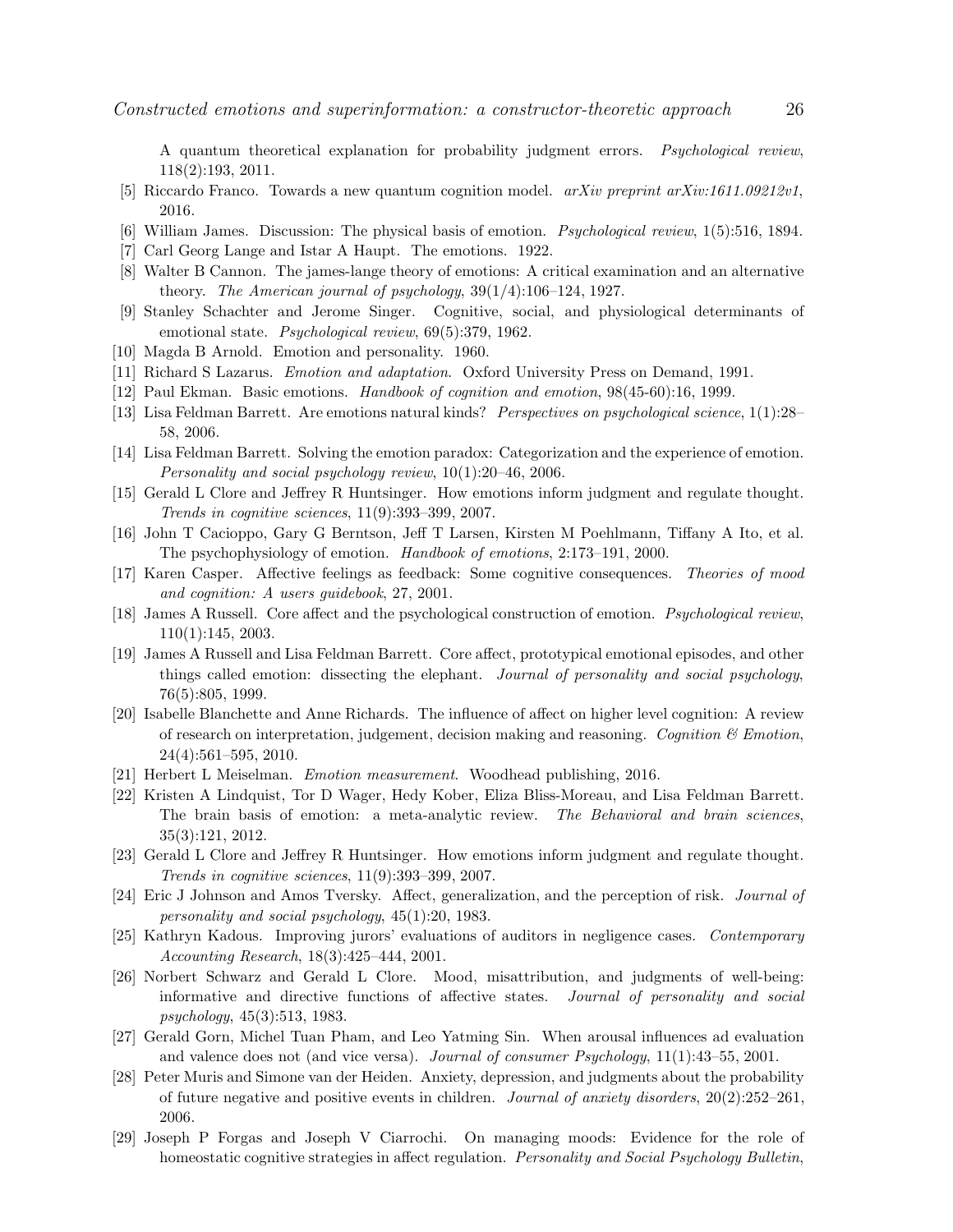A quantum theoretical explanation for probability judgment errors. *Psychological review*, 118(2):193, 2011.

[5] Riccardo Franco. Towards a new quantum cognition model. *arXiv preprint arXiv:1611.09212v1*, 2016.

[6] William James. Discussion: The physical basis of emotion. *Psychological review*, 1(5):516, 1894.

[7] Carl Georg Lange and Istar A Haupt. The emotions. 1922.

[8] Walter B Cannon. The james-lange theory of emotions: A critical examination and an alternative theory. *The American journal of psychology*, 39(1/4):106–124, 1927.

[9] Stanley Schachter and Jerome Singer. Cognitive, social, and physiological determinants of emotional state. *Psychological review*, 69(5):379, 1962.

[10] Magda B Arnold. Emotion and personality. 1960.

[11] Richard S Lazarus. *Emotion and adaptation*. Oxford University Press on Demand, 1991.

[12] Paul Ekman. Basic emotions. *Handbook of cognition and emotion*, 98(45-60):16, 1999.

[13] Lisa Feldman Barrett. Are emotions natural kinds? *Perspectives on psychological science*, 1(1):28–58, 2006.

[14] Lisa Feldman Barrett. Solving the emotion paradox: Categorization and the experience of emotion. *Personality and social psychology review*, 10(1):20–46, 2006.

[15] Gerald L Clore and Jeffrey R Huntsinger. How emotions inform judgment and regulate thought. *Trends in cognitive sciences*, 11(9):393–399, 2007.

[16] John T Cacioppo, Gary G Berntson, Jeff T Larsen, Kirsten M Poehlmann, Tiffany A Ito, et al. The psychophysiology of emotion. *Handbook of emotions*, 2:173–191, 2000.

[17] Karen Casper. Affective feelings as feedback: Some cognitive consequences. *Theories of mood and cognition: A users guidebook*, 27, 2001.

[18] James A Russell. Core affect and the psychological construction of emotion. *Psychological review*, 110(1):145, 2003.

[19] James A Russell and Lisa Feldman Barrett. Core affect, prototypical emotional episodes, and other things called emotion: dissecting the elephant. *Journal of personality and social psychology*, 76(5):805, 1999.

[20] Isabelle Blanchette and Anne Richards. The influence of affect on higher level cognition: A review of research on interpretation, judgement, decision making and reasoning. *Cognition & Emotion*, 24(4):561–595, 2010.

[21] Herbert L Meiselman. *Emotion measurement*. Woodhead publishing, 2016.

[22] Kristen A Lindquist, Tor D Wager, Hedy Kober, Eliza Bliss-Moreau, and Lisa Feldman Barrett. The brain basis of emotion: a meta-analytic review. *The Behavioral and brain sciences*, 35(3):121, 2012.

[23] Gerald L Clore and Jeffrey R Huntsinger. How emotions inform judgment and regulate thought. *Trends in cognitive sciences*, 11(9):393–399, 2007.

[24] Eric J Johnson and Amos Tversky. Affect, generalization, and the perception of risk. *Journal of personality and social psychology*, 45(1):20, 1983.

[25] Kathryn Kadous. Improving jurors' evaluations of auditors in negligence cases. *Contemporary Accounting Research*, 18(3):425–444, 2001.

[26] Norbert Schwarz and Gerald L Clore. Mood, misattribution, and judgments of well-being: informative and directive functions of affective states. *Journal of personality and social psychology*, 45(3):513, 1983.

[27] Gerald Gorn, Michel Tuan Pham, and Leo Yatming Sin. When arousal influences ad evaluation and valence does not (and vice versa). *Journal of consumer Psychology*, 11(1):43–55, 2001.

[28] Peter Muris and Simone van der Heiden. Anxiety, depression, and judgments about the probability of future negative and positive events in children. *Journal of anxiety disorders*, 20(2):252–261, 2006.

[29] Joseph P Forgas and Joseph V Ciarrochi. On managing moods: Evidence for the role of homeostatic cognitive strategies in affect regulation. *Personality and Social Psychology Bulletin*,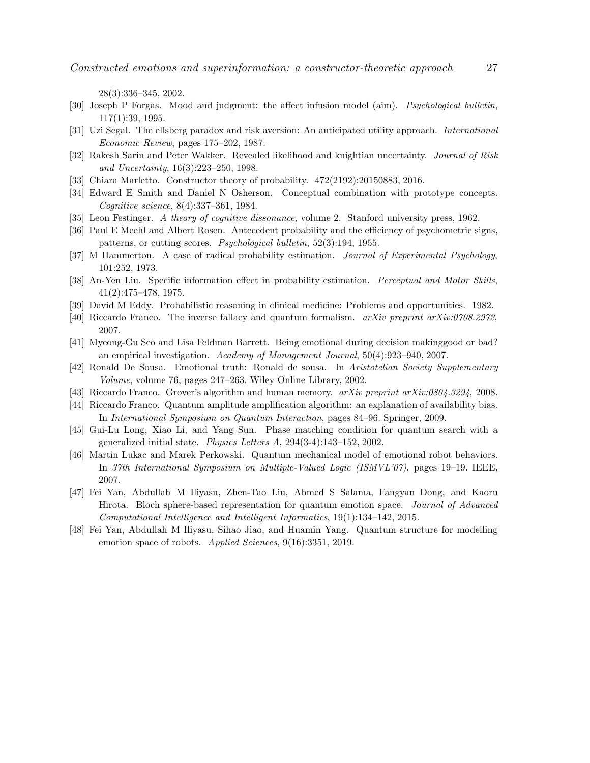28(3):336–345, 2002.

[30] Joseph P Forgas. Mood and judgment: the affect infusion model (aim). *Psychological bulletin*, 117(1):39, 1995.

[31] Uzi Segal. The ellsberg paradox and risk aversion: An anticipated utility approach. *International Economic Review*, pages 175–202, 1987.

[32] Rakesh Sarin and Peter Wakker. Revealed likelihood and knightian uncertainty. *Journal of Risk and Uncertainty*, 16(3):223–250, 1998.

[33] Chiara Marletto. Constructor theory of probability. 472(2192):20150883, 2016.

[34] Edward E Smith and Daniel N Osherson. Conceptual combination with prototype concepts. *Cognitive science*, 8(4):337–361, 1984.

[35] Leon Festinger. *A theory of cognitive dissonance*, volume 2. Stanford university press, 1962.

[36] Paul E Meehl and Albert Rosen. Antecedent probability and the efficiency of psychometric signs, patterns, or cutting scores. *Psychological bulletin*, 52(3):194, 1955.

[37] M Hammerton. A case of radical probability estimation. *Journal of Experimental Psychology*, 101:252, 1973.

[38] An-Yen Liu. Specific information effect in probability estimation. *Perceptual and Motor Skills*, 41(2):475–478, 1975.

[39] David M Eddy. Probabilistic reasoning in clinical medicine: Problems and opportunities. 1982.

[40] Riccardo Franco. The inverse fallacy and quantum formalism. *arXiv preprint arXiv:0708.2972*, 2007.

[41] Myeong-Gu Seo and Lisa Feldman Barrett. Being emotional during decision makinggood or bad? an empirical investigation. *Academy of Management Journal*, 50(4):923–940, 2007.

[42] Ronald De Sousa. Emotional truth: Ronald de sousa. In *Aristotelian Society Supplementary Volume*, volume 76, pages 247–263. Wiley Online Library, 2002.

[43] Riccardo Franco. Grover's algorithm and human memory. *arXiv preprint arXiv:0804.3294*, 2008.

[44] Riccardo Franco. Quantum amplitude amplification algorithm: an explanation of availability bias. In *International Symposium on Quantum Interaction*, pages 84–96. Springer, 2009.

[45] Gui-Lu Long, Xiao Li, and Yang Sun. Phase matching condition for quantum search with a generalized initial state. *Physics Letters A*, 294(3-4):143–152, 2002.

[46] Martin Lukac and Marek Perkowski. Quantum mechanical model of emotional robot behaviors. In *37th International Symposium on Multiple-Valued Logic (ISMVL'07)*, pages 19–19. IEEE, 2007.

[47] Fei Yan, Abdullah M Iliyasu, Zhen-Tao Liu, Ahmed S Salama, Fangyan Dong, and Kaoru Hirota. Bloch sphere-based representation for quantum emotion space. *Journal of Advanced Computational Intelligence and Intelligent Informatics*, 19(1):134–142, 2015.

[48] Fei Yan, Abdullah M Iliyasu, Sihao Jiao, and Huamin Yang. Quantum structure for modelling emotion space of robots. *Applied Sciences*, 9(16):3351, 2019.